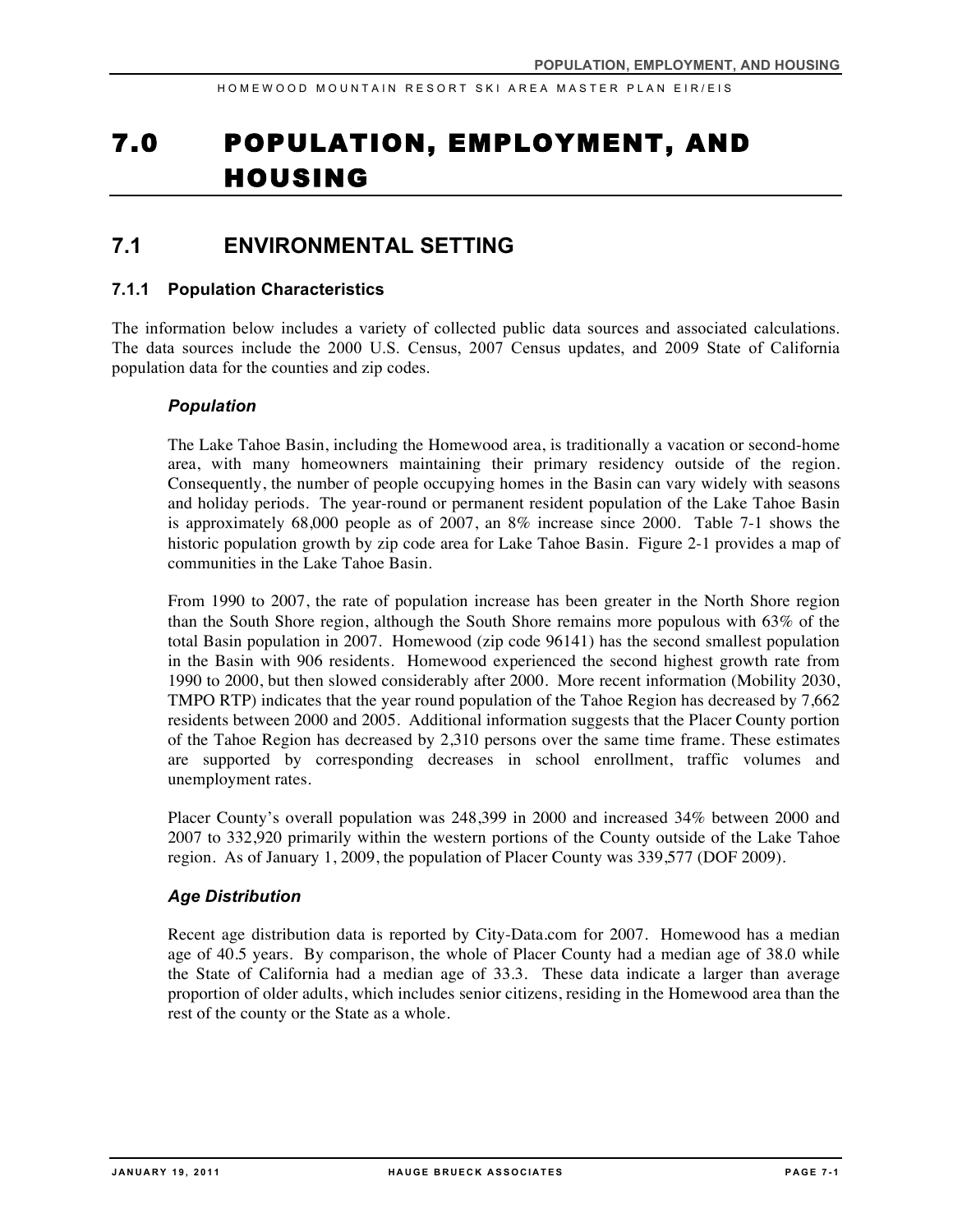# 7.0 POPULATION, EMPLOYMENT, AND HOUSING

## 7.1 ENVIRONMENTAL SETTING

### 7.1.1 Population Characteristics

The information below includes a variety of collected public data sources and associated calculations. The data sources include the 2000 U.S. Census, 2007 Census updates, and 2009 State of California population data for the counties and zip codes.

#### *Population*

The Lake Tahoe Basin, including the Homewood area, is traditionally a vacation or second-home area, with many homeowners maintaining their primary residency outside of the region. Consequently, the number of people occupying homes in the Basin can vary widely with seasons and holiday periods. The year-round or permanent resident population of the Lake Tahoe Basin is approximately 68,000 people as of 2007, an 8% increase since 2000. Table 7-1 shows the historic population growth by zip code area for Lake Tahoe Basin. Figure 2-1 provides a map of communities in the Lake Tahoe Basin.

From 1990 to 2007, the rate of population increase has been greater in the North Shore region than the South Shore region, although the South Shore remains more populous with 63% of the total Basin population in 2007. Homewood (zip code 96141) has the second smallest population in the Basin with 906 residents. Homewood experienced the second highest growth rate from 1990 to 2000, but then slowed considerably after 2000. More recent information (Mobility 2030, TMPO RTP) indicates that the year round population of the Tahoe Region has decreased by 7,662 residents between 2000 and 2005. Additional information suggests that the Placer County portion of the Tahoe Region has decreased by 2,310 persons over the same time frame. These estimates are supported by corresponding decreases in school enrollment, traffic volumes and unemployment rates.

Placer County's overall population was 248,399 in 2000 and increased 34% between 2000 and 2007 to 332,920 primarily within the western portions of the County outside of the Lake Tahoe region. As of January 1, 2009, the population of Placer County was 339,577 (DOF 2009).

#### *Age Distribution*

Recent age distribution data is reported by City-Data.com for 2007. Homewood has a median age of 40.5 years. By comparison, the whole of Placer County had a median age of 38.0 while the State of California had a median age of 33.3. These data indicate a larger than average proportion of older adults, which includes senior citizens, residing in the Homewood area than the rest of the county or the State as a whole.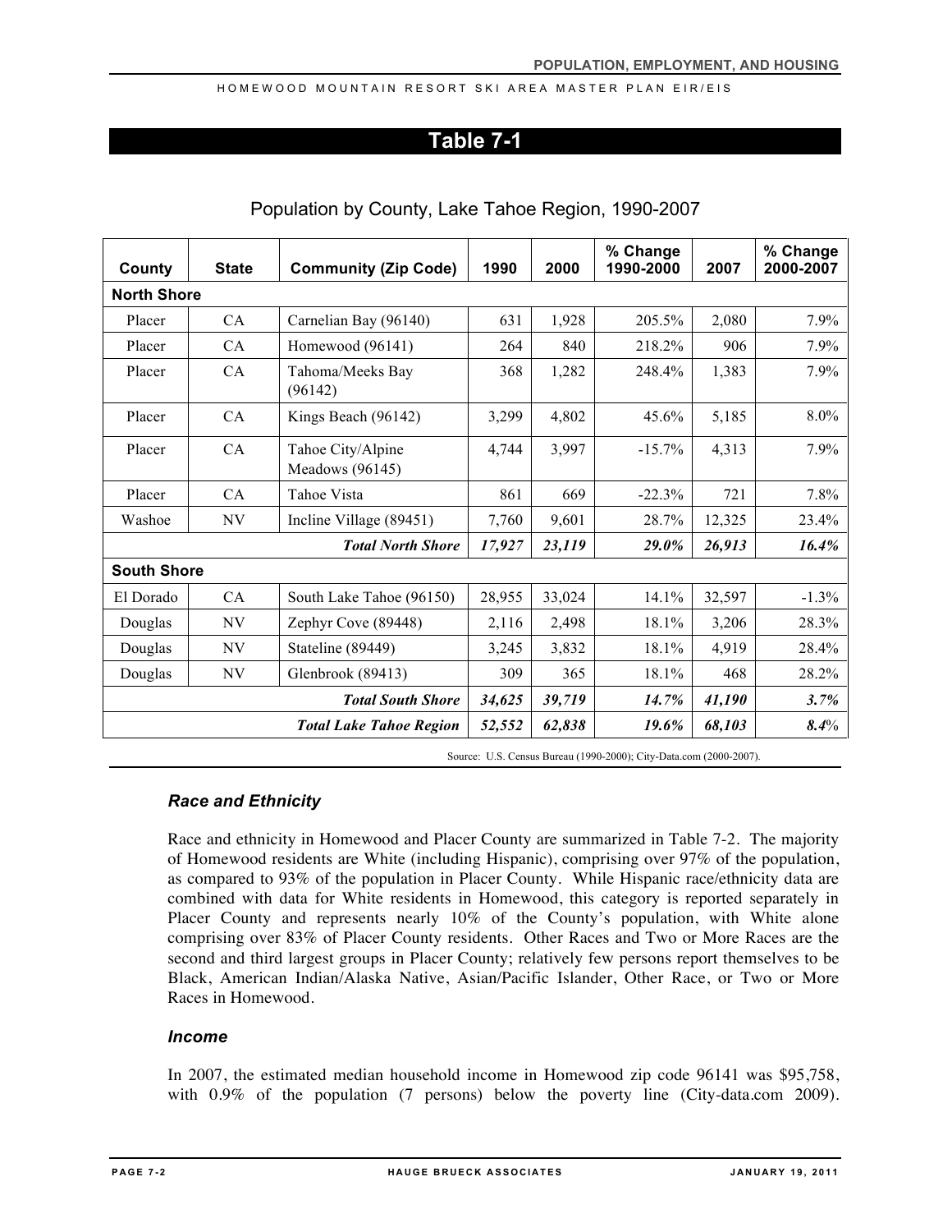## Table 7-1

Population by County, Lake Tahoe Region, 1990-2007

| County | State | Community (Zip Code) | 1990 | 2000 | % Change 1990-2000 | 2007 | % Change 2000-2007 |
|---|---|---|---|---|---|---|---|
| **North Shore** | | | | | | | |
| Placer | CA | Carnelian Bay (96140) | 631 | 1,928 | 205.5% | 2,080 | 7.9% |
| Placer | CA | Homewood (96141) | 264 | 840 | 218.2% | 906 | 7.9% |
| Placer | CA | Tahoma/Meeks Bay (96142) | 368 | 1,282 | 248.4% | 1,383 | 7.9% |
| Placer | CA | Kings Beach (96142) | 3,299 | 4,802 | 45.6% | 5,185 | 8.0% |
| Placer | CA | Tahoe City/Alpine Meadows (96145) | 4,744 | 3,997 | -15.7% | 4,313 | 7.9% |
| Placer | CA | Tahoe Vista | 861 | 669 | -22.3% | 721 | 7.8% |
| Washoe | NV | Incline Village (89451) | 7,760 | 9,601 | 28.7% | 12,325 | 23.4% |
| | | ***Total North Shore*** | ***17,927*** | ***23,119*** | ***29.0%*** | ***26,913*** | ***16.4%*** |
| **South Shore** | | | | | | | |
| El Dorado | CA | South Lake Tahoe (96150) | 28,955 | 33,024 | 14.1% | 32,597 | -1.3% |
| Douglas | NV | Zephyr Cove (89448) | 2,116 | 2,498 | 18.1% | 3,206 | 28.3% |
| Douglas | NV | Stateline (89449) | 3,245 | 3,832 | 18.1% | 4,919 | 28.4% |
| Douglas | NV | Glenbrook (89413) | 309 | 365 | 18.1% | 468 | 28.2% |
| | | ***Total South Shore*** | ***34,625*** | ***39,719*** | ***14.7%*** | ***41,190*** | ***3.7%*** |
| | | ***Total Lake Tahoe Region*** | ***52,552*** | ***62,838*** | ***19.6%*** | ***68,103*** | ***8.4%*** |

Source: U.S. Census Bureau (1990-2000); City-Data.com (2000-2007).

### *Race and Ethnicity*

Race and ethnicity in Homewood and Placer County are summarized in Table 7-2. The majority of Homewood residents are White (including Hispanic), comprising over 97% of the population, as compared to 93% of the population in Placer County. While Hispanic race/ethnicity data are combined with data for White residents in Homewood, this category is reported separately in Placer County and represents nearly 10% of the County's population, with White alone comprising over 83% of Placer County residents. Other Races and Two or More Races are the second and third largest groups in Placer County; relatively few persons report themselves to be Black, American Indian/Alaska Native, Asian/Pacific Islander, Other Race, or Two or More Races in Homewood.

### *Income*

In 2007, the estimated median household income in Homewood zip code 96141 was $95,758, with 0.9% of the population (7 persons) below the poverty line (City-data.com 2009).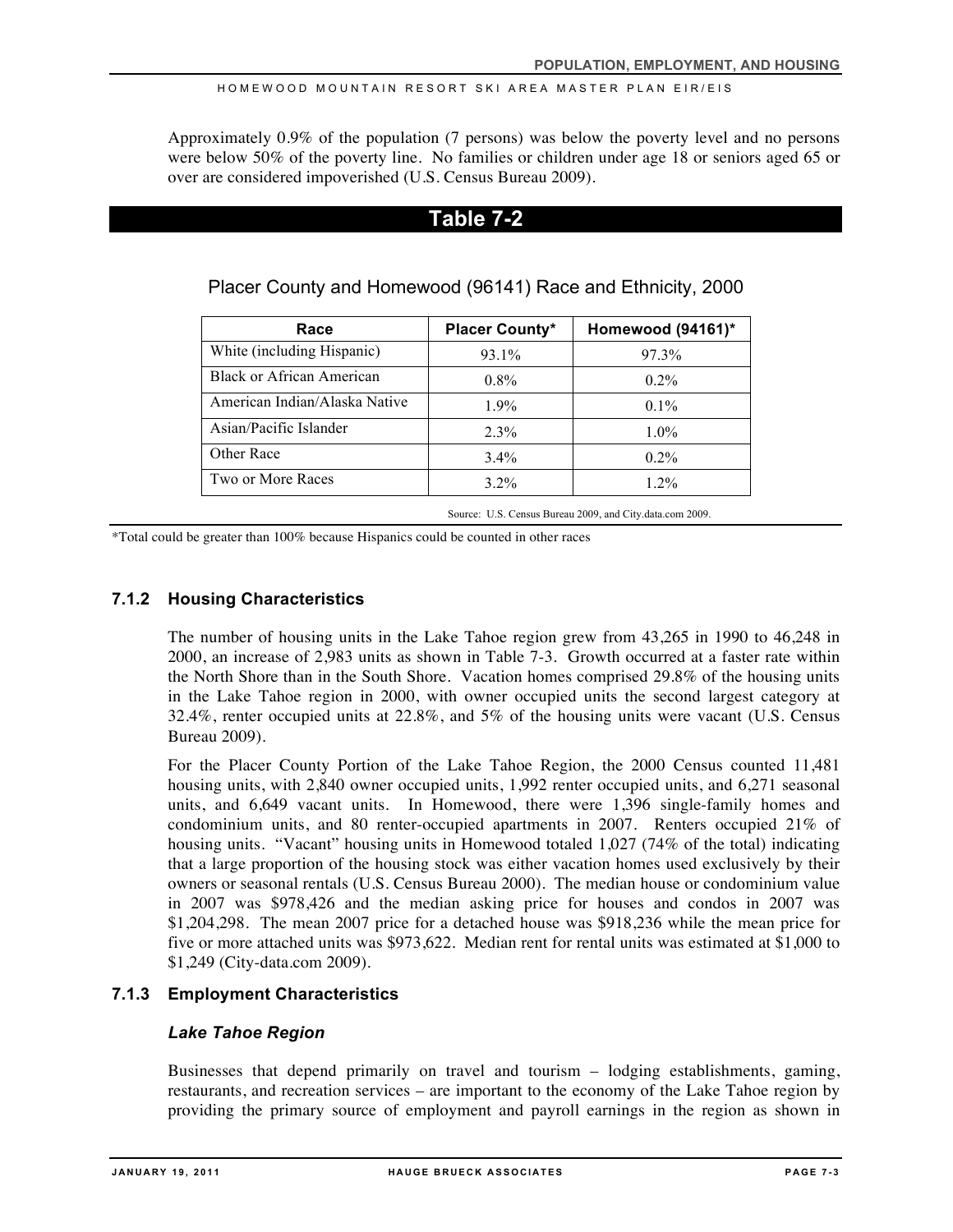Approximately 0.9% of the population (7 persons) was below the poverty level and no persons were below 50% of the poverty line. No families or children under age 18 or seniors aged 65 or over are considered impoverished (U.S. Census Bureau 2009).

## Table 7-2

Placer County and Homewood (96141) Race and Ethnicity, 2000

| Race | Placer County* | Homewood (94161)* |
|---|---|---|
| White (including Hispanic) | 93.1% | 97.3% |
| Black or African American | 0.8% | 0.2% |
| American Indian/Alaska Native | 1.9% | 0.1% |
| Asian/Pacific Islander | 2.3% | 1.0% |
| Other Race | 3.4% | 0.2% |
| Two or More Races | 3.2% | 1.2% |

Source: U.S. Census Bureau 2009, and City.data.com 2009.

*Total could be greater than 100% because Hispanics could be counted in other races

### 7.1.2 Housing Characteristics

The number of housing units in the Lake Tahoe region grew from 43,265 in 1990 to 46,248 in 2000, an increase of 2,983 units as shown in Table 7-3. Growth occurred at a faster rate within the North Shore than in the South Shore. Vacation homes comprised 29.8% of the housing units in the Lake Tahoe region in 2000, with owner occupied units the second largest category at 32.4%, renter occupied units at 22.8%, and 5% of the housing units were vacant (U.S. Census Bureau 2009).

For the Placer County Portion of the Lake Tahoe Region, the 2000 Census counted 11,481 housing units, with 2,840 owner occupied units, 1,992 renter occupied units, and 6,271 seasonal units, and 6,649 vacant units. In Homewood, there were 1,396 single-family homes and condominium units, and 80 renter-occupied apartments in 2007. Renters occupied 21% of housing units. "Vacant" housing units in Homewood totaled 1,027 (74% of the total) indicating that a large proportion of the housing stock was either vacation homes used exclusively by their owners or seasonal rentals (U.S. Census Bureau 2000). The median house or condominium value in 2007 was $978,426 and the median asking price for houses and condos in 2007 was $1,204,298. The mean 2007 price for a detached house was $918,236 while the mean price for five or more attached units was $973,622. Median rent for rental units was estimated at $1,000 to $1,249 (City-data.com 2009).

### 7.1.3 Employment Characteristics

#### *Lake Tahoe Region*

Businesses that depend primarily on travel and tourism – lodging establishments, gaming, restaurants, and recreation services – are important to the economy of the Lake Tahoe region by providing the primary source of employment and payroll earnings in the region as shown in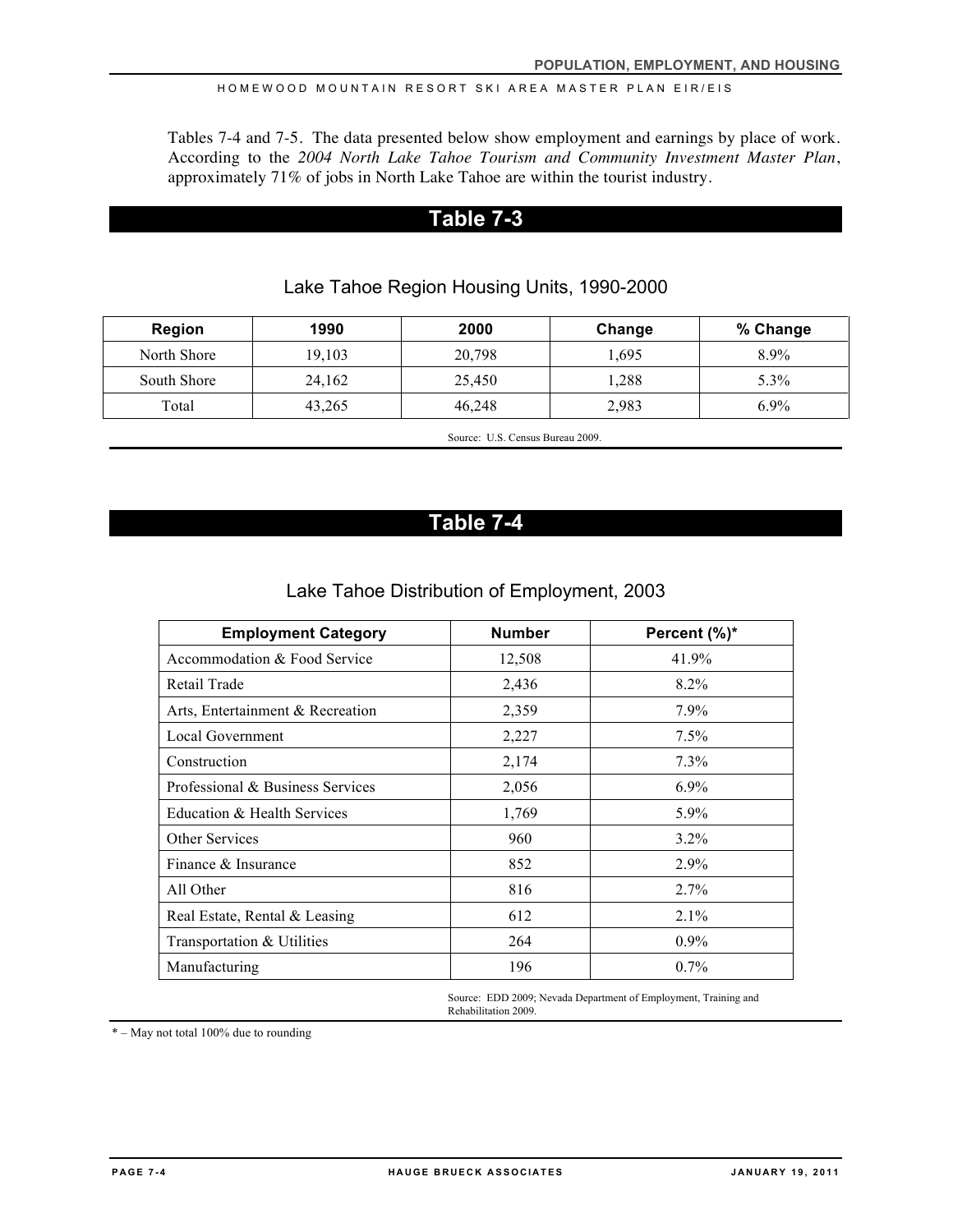Tables 7-4 and 7-5. The data presented below show employment and earnings by place of work. According to the *2004 North Lake Tahoe Tourism and Community Investment Master Plan*, approximately 71% of jobs in North Lake Tahoe are within the tourist industry.

## Table 7-3

### Lake Tahoe Region Housing Units, 1990-2000

| Region | 1990 | 2000 | Change | % Change |
|---|---|---|---|---|
| North Shore | 19,103 | 20,798 | 1,695 | 8.9% |
| South Shore | 24,162 | 25,450 | 1,288 | 5.3% |
| Total | 43,265 | 46,248 | 2,983 | 6.9% |

Source: U.S. Census Bureau 2009.

## Table 7-4

### Lake Tahoe Distribution of Employment, 2003

| Employment Category | Number | Percent (%)* |
|---|---|---|
| Accommodation & Food Service | 12,508 | 41.9% |
| Retail Trade | 2,436 | 8.2% |
| Arts, Entertainment & Recreation | 2,359 | 7.9% |
| Local Government | 2,227 | 7.5% |
| Construction | 2,174 | 7.3% |
| Professional & Business Services | 2,056 | 6.9% |
| Education & Health Services | 1,769 | 5.9% |
| Other Services | 960 | 3.2% |
| Finance & Insurance | 852 | 2.9% |
| All Other | 816 | 2.7% |
| Real Estate, Rental & Leasing | 612 | 2.1% |
| Transportation & Utilities | 264 | 0.9% |
| Manufacturing | 196 | 0.7% |

Source: EDD 2009; Nevada Department of Employment, Training and Rehabilitation 2009.

* – May not total 100% due to rounding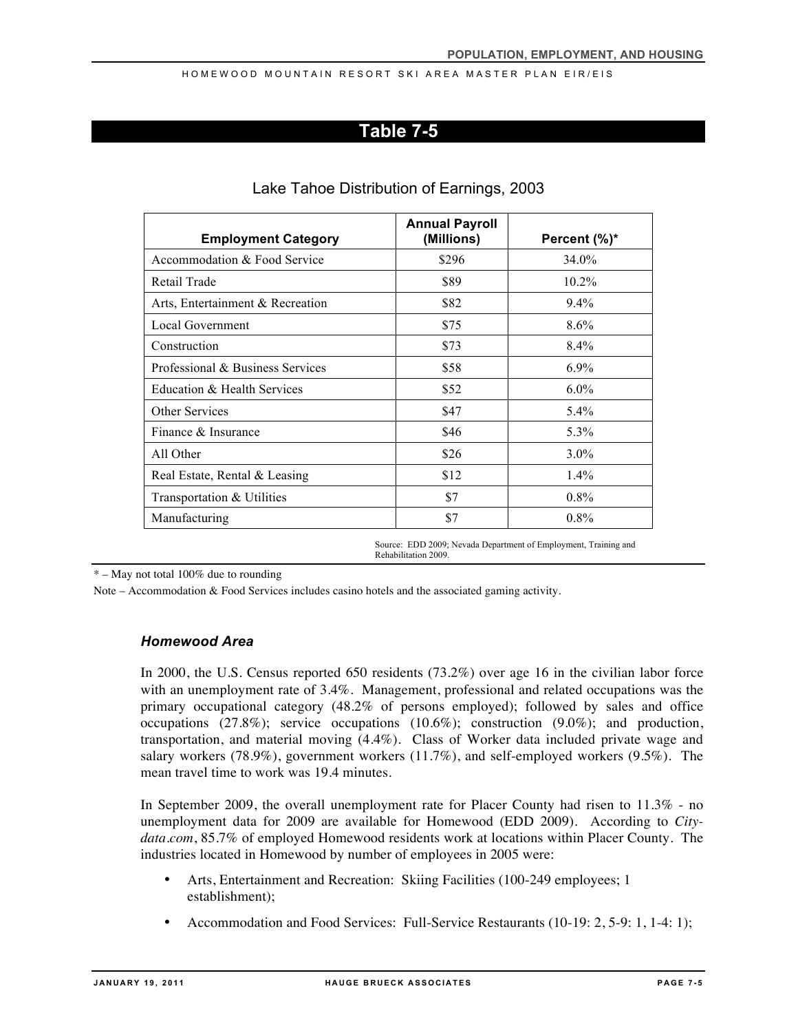## Table 7-5

### Lake Tahoe Distribution of Earnings, 2003

| Employment Category | Annual Payroll (Millions) | Percent (%)* |
|---|---|---|
| Accommodation & Food Service | $296 | 34.0% |
| Retail Trade | $89 | 10.2% |
| Arts, Entertainment & Recreation | $82 | 9.4% |
| Local Government | $75 | 8.6% |
| Construction | $73 | 8.4% |
| Professional & Business Services | $58 | 6.9% |
| Education & Health Services | $52 | 6.0% |
| Other Services | $47 | 5.4% |
| Finance & Insurance | $46 | 5.3% |
| All Other | $26 | 3.0% |
| Real Estate, Rental & Leasing | $12 | 1.4% |
| Transportation & Utilities | $7 | 0.8% |
| Manufacturing | $7 | 0.8% |

Source: EDD 2009; Nevada Department of Employment, Training and Rehabilitation 2009.

* – May not total 100% due to rounding

Note – Accommodation & Food Services includes casino hotels and the associated gaming activity.

### *Homewood Area*

In 2000, the U.S. Census reported 650 residents (73.2%) over age 16 in the civilian labor force with an unemployment rate of 3.4%. Management, professional and related occupations was the primary occupational category (48.2% of persons employed); followed by sales and office occupations (27.8%); service occupations (10.6%); construction (9.0%); and production, transportation, and material moving (4.4%). Class of Worker data included private wage and salary workers (78.9%), government workers (11.7%), and self-employed workers (9.5%). The mean travel time to work was 19.4 minutes.

In September 2009, the overall unemployment rate for Placer County had risen to 11.3% - no unemployment data for 2009 are available for Homewood (EDD 2009). According to *City-data.com*, 85.7% of employed Homewood residents work at locations within Placer County. The industries located in Homewood by number of employees in 2005 were:

- Arts, Entertainment and Recreation: Skiing Facilities (100-249 employees; 1 establishment);
- Accommodation and Food Services: Full-Service Restaurants (10-19: 2, 5-9: 1, 1-4: 1);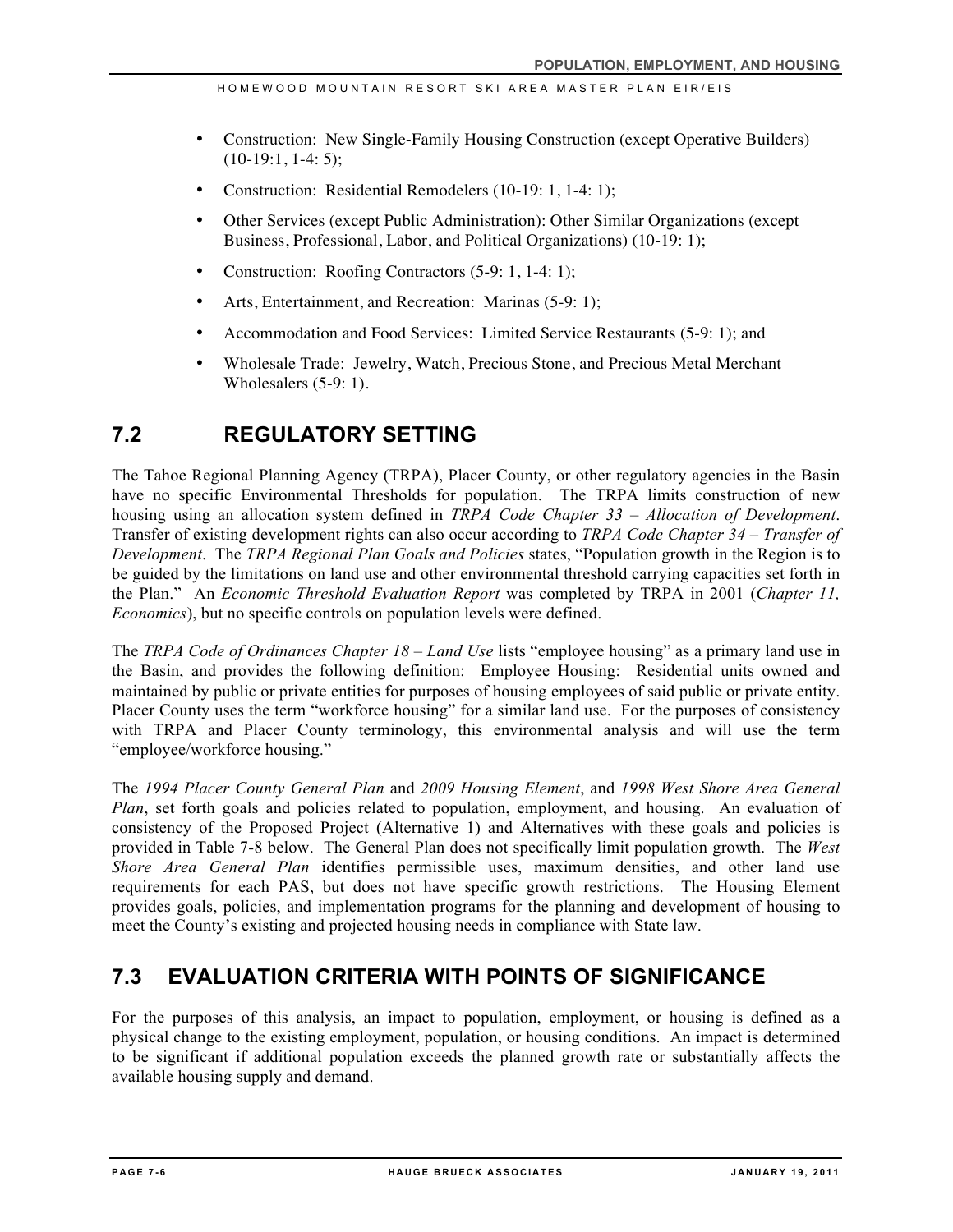- Construction: New Single-Family Housing Construction (except Operative Builders) (10-19:1, 1-4: 5);
- Construction: Residential Remodelers (10-19: 1, 1-4: 1);
- Other Services (except Public Administration): Other Similar Organizations (except Business, Professional, Labor, and Political Organizations) (10-19: 1);
- Construction: Roofing Contractors (5-9: 1, 1-4: 1);
- Arts, Entertainment, and Recreation: Marinas (5-9: 1);
- Accommodation and Food Services: Limited Service Restaurants (5-9: 1); and
- Wholesale Trade: Jewelry, Watch, Precious Stone, and Precious Metal Merchant Wholesalers (5-9: 1).

## 7.2 REGULATORY SETTING

The Tahoe Regional Planning Agency (TRPA), Placer County, or other regulatory agencies in the Basin have no specific Environmental Thresholds for population. The TRPA limits construction of new housing using an allocation system defined in *TRPA Code Chapter 33 – Allocation of Development*. Transfer of existing development rights can also occur according to *TRPA Code Chapter 34 – Transfer of Development*. The *TRPA Regional Plan Goals and Policies* states, "Population growth in the Region is to be guided by the limitations on land use and other environmental threshold carrying capacities set forth in the Plan." An *Economic Threshold Evaluation Report* was completed by TRPA in 2001 (*Chapter 11, Economics*), but no specific controls on population levels were defined.

The *TRPA Code of Ordinances Chapter 18 – Land Use* lists "employee housing" as a primary land use in the Basin, and provides the following definition: Employee Housing: Residential units owned and maintained by public or private entities for purposes of housing employees of said public or private entity. Placer County uses the term "workforce housing" for a similar land use. For the purposes of consistency with TRPA and Placer County terminology, this environmental analysis and will use the term "employee/workforce housing."

The *1994 Placer County General Plan* and *2009 Housing Element*, and *1998 West Shore Area General Plan*, set forth goals and policies related to population, employment, and housing. An evaluation of consistency of the Proposed Project (Alternative 1) and Alternatives with these goals and policies is provided in Table 7-8 below. The General Plan does not specifically limit population growth. The *West Shore Area General Plan* identifies permissible uses, maximum densities, and other land use requirements for each PAS, but does not have specific growth restrictions. The Housing Element provides goals, policies, and implementation programs for the planning and development of housing to meet the County's existing and projected housing needs in compliance with State law.

## 7.3 EVALUATION CRITERIA WITH POINTS OF SIGNIFICANCE

For the purposes of this analysis, an impact to population, employment, or housing is defined as a physical change to the existing employment, population, or housing conditions. An impact is determined to be significant if additional population exceeds the planned growth rate or substantially affects the available housing supply and demand.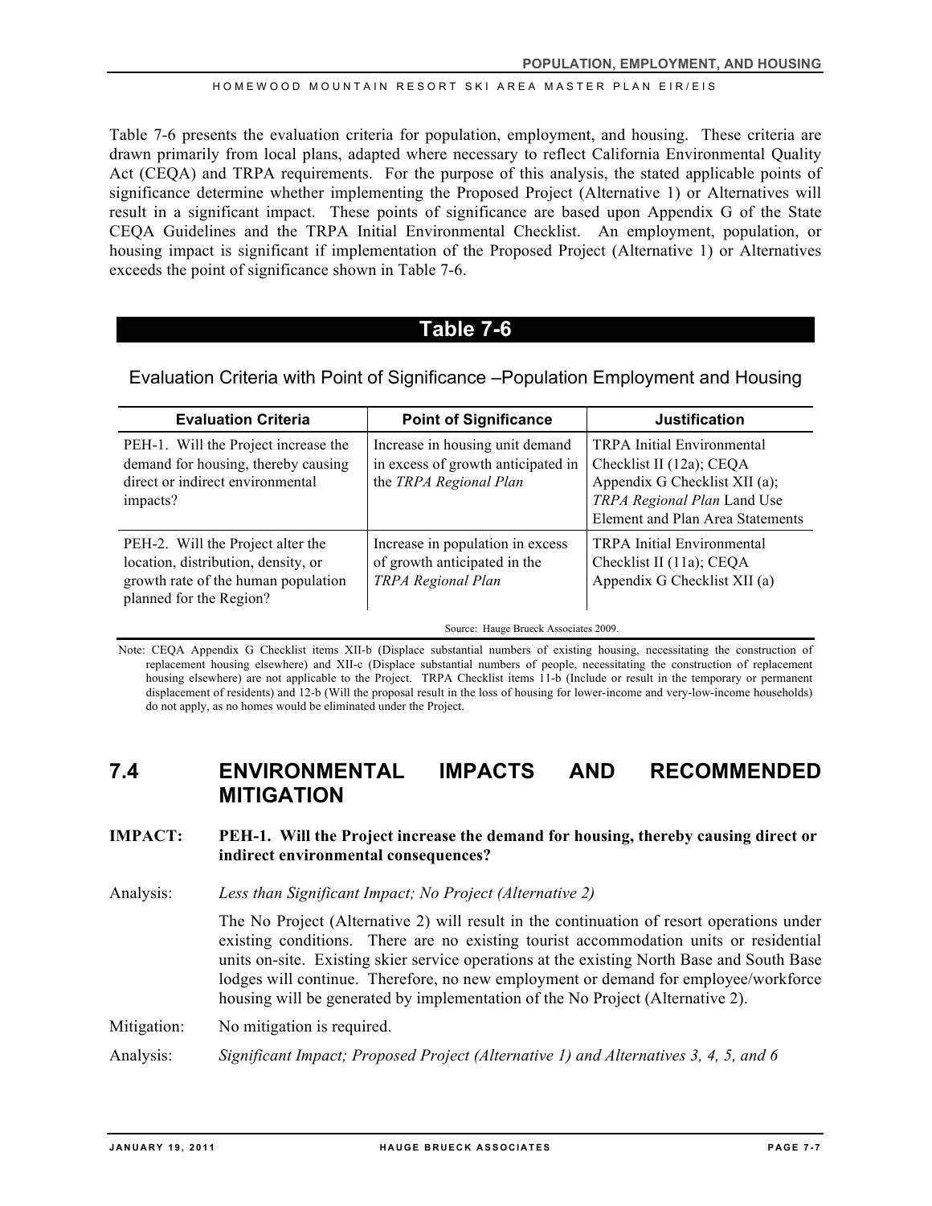Table 7-6 presents the evaluation criteria for population, employment, and housing. These criteria are drawn primarily from local plans, adapted where necessary to reflect California Environmental Quality Act (CEQA) and TRPA requirements. For the purpose of this analysis, the stated applicable points of significance determine whether implementing the Proposed Project (Alternative 1) or Alternatives will result in a significant impact. These points of significance are based upon Appendix G of the State CEQA Guidelines and the TRPA Initial Environmental Checklist. An employment, population, or housing impact is significant if implementation of the Proposed Project (Alternative 1) or Alternatives exceeds the point of significance shown in Table 7-6.

**Table 7-6**

Evaluation Criteria with Point of Significance –Population Employment and Housing

| Evaluation Criteria | Point of Significance | Justification |
|---|---|---|
| PEH-1. Will the Project increase the demand for housing, thereby causing direct or indirect environmental impacts? | Increase in housing unit demand in excess of growth anticipated in the *TRPA Regional Plan* | TRPA Initial Environmental Checklist II (12a); CEQA Appendix G Checklist XII (a); *TRPA Regional Plan* Land Use Element and Plan Area Statements |
| PEH-2. Will the Project alter the location, distribution, density, or growth rate of the human population planned for the Region? | Increase in population in excess of growth anticipated in the *TRPA Regional Plan* | TRPA Initial Environmental Checklist II (11a); CEQA Appendix G Checklist XII (a) |

Source: Hauge Brueck Associates 2009.

Note: CEQA Appendix G Checklist items XII-b (Displace substantial numbers of existing housing, necessitating the construction of replacement housing elsewhere) and XII-c (Displace substantial numbers of people, necessitating the construction of replacement housing elsewhere) are not applicable to the Project. TRPA Checklist items 11-b (Include or result in the temporary or permanent displacement of residents) and 12-b (Will the proposal result in the loss of housing for lower-income and very-low-income households) do not apply, as no homes would be eliminated under the Project.

## 7.4 ENVIRONMENTAL IMPACTS AND RECOMMENDED MITIGATION

**IMPACT: PEH-1. Will the Project increase the demand for housing, thereby causing direct or indirect environmental consequences?**

Analysis: *Less than Significant Impact; No Project (Alternative 2)*

The No Project (Alternative 2) will result in the continuation of resort operations under existing conditions. There are no existing tourist accommodation units or residential units on-site. Existing skier service operations at the existing North Base and South Base lodges will continue. Therefore, no new employment or demand for employee/workforce housing will be generated by implementation of the No Project (Alternative 2).

Mitigation: No mitigation is required.

Analysis: *Significant Impact; Proposed Project (Alternative 1) and Alternatives 3, 4, 5, and 6*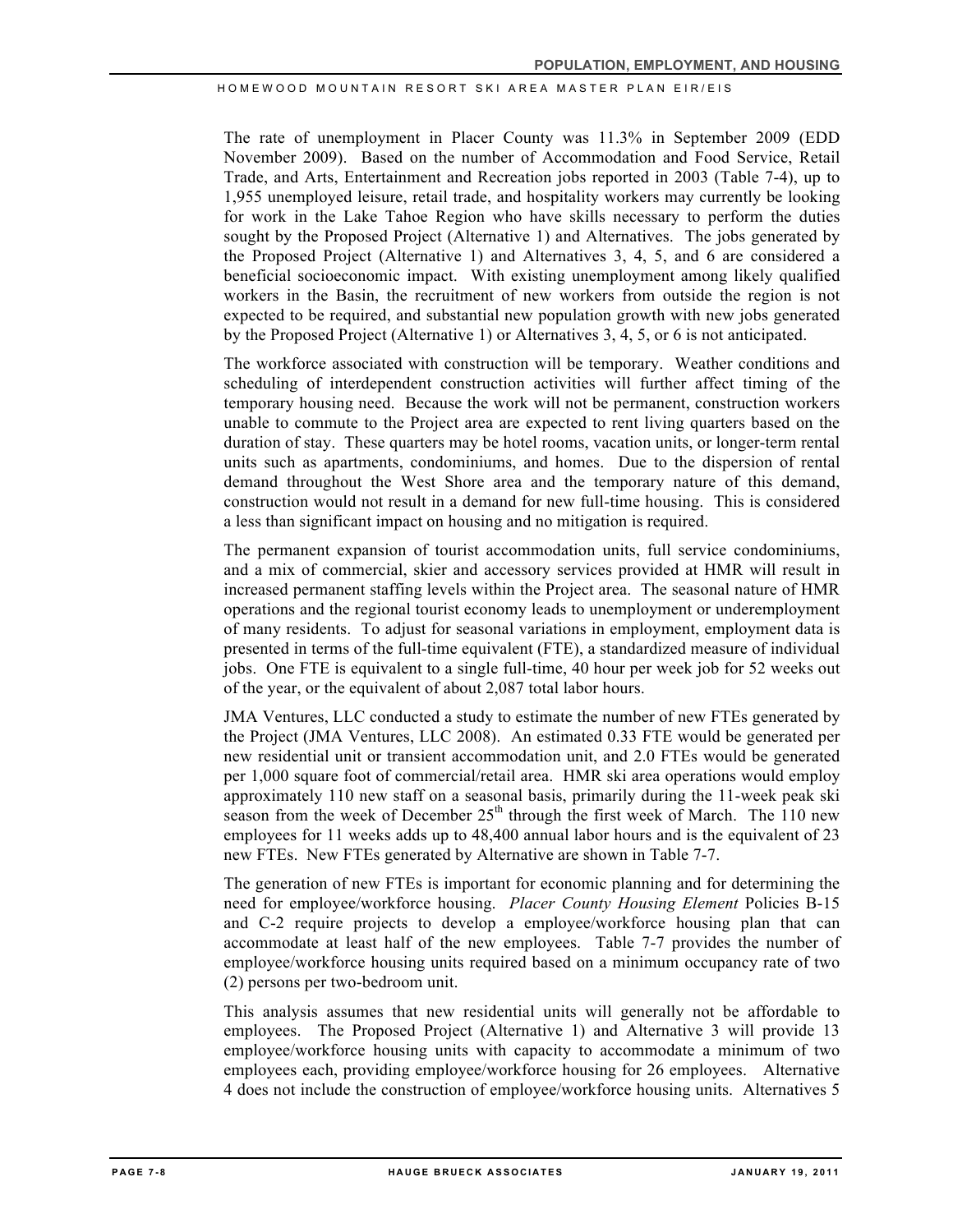The rate of unemployment in Placer County was 11.3% in September 2009 (EDD November 2009). Based on the number of Accommodation and Food Service, Retail Trade, and Arts, Entertainment and Recreation jobs reported in 2003 (Table 7-4), up to 1,955 unemployed leisure, retail trade, and hospitality workers may currently be looking for work in the Lake Tahoe Region who have skills necessary to perform the duties sought by the Proposed Project (Alternative 1) and Alternatives. The jobs generated by the Proposed Project (Alternative 1) and Alternatives 3, 4, 5, and 6 are considered a beneficial socioeconomic impact. With existing unemployment among likely qualified workers in the Basin, the recruitment of new workers from outside the region is not expected to be required, and substantial new population growth with new jobs generated by the Proposed Project (Alternative 1) or Alternatives 3, 4, 5, or 6 is not anticipated.

The workforce associated with construction will be temporary. Weather conditions and scheduling of interdependent construction activities will further affect timing of the temporary housing need. Because the work will not be permanent, construction workers unable to commute to the Project area are expected to rent living quarters based on the duration of stay. These quarters may be hotel rooms, vacation units, or longer-term rental units such as apartments, condominiums, and homes. Due to the dispersion of rental demand throughout the West Shore area and the temporary nature of this demand, construction would not result in a demand for new full-time housing. This is considered a less than significant impact on housing and no mitigation is required.

The permanent expansion of tourist accommodation units, full service condominiums, and a mix of commercial, skier and accessory services provided at HMR will result in increased permanent staffing levels within the Project area. The seasonal nature of HMR operations and the regional tourist economy leads to unemployment or underemployment of many residents. To adjust for seasonal variations in employment, employment data is presented in terms of the full-time equivalent (FTE), a standardized measure of individual jobs. One FTE is equivalent to a single full-time, 40 hour per week job for 52 weeks out of the year, or the equivalent of about 2,087 total labor hours.

JMA Ventures, LLC conducted a study to estimate the number of new FTEs generated by the Project (JMA Ventures, LLC 2008). An estimated 0.33 FTE would be generated per new residential unit or transient accommodation unit, and 2.0 FTEs would be generated per 1,000 square foot of commercial/retail area. HMR ski area operations would employ approximately 110 new staff on a seasonal basis, primarily during the 11-week peak ski season from the week of December 25th through the first week of March. The 110 new employees for 11 weeks adds up to 48,400 annual labor hours and is the equivalent of 23 new FTEs. New FTEs generated by Alternative are shown in Table 7-7.

The generation of new FTEs is important for economic planning and for determining the need for employee/workforce housing. *Placer County Housing Element* Policies B-15 and C-2 require projects to develop a employee/workforce housing plan that can accommodate at least half of the new employees. Table 7-7 provides the number of employee/workforce housing units required based on a minimum occupancy rate of two (2) persons per two-bedroom unit.

This analysis assumes that new residential units will generally not be affordable to employees. The Proposed Project (Alternative 1) and Alternative 3 will provide 13 employee/workforce housing units with capacity to accommodate a minimum of two employees each, providing employee/workforce housing for 26 employees. Alternative 4 does not include the construction of employee/workforce housing units. Alternatives 5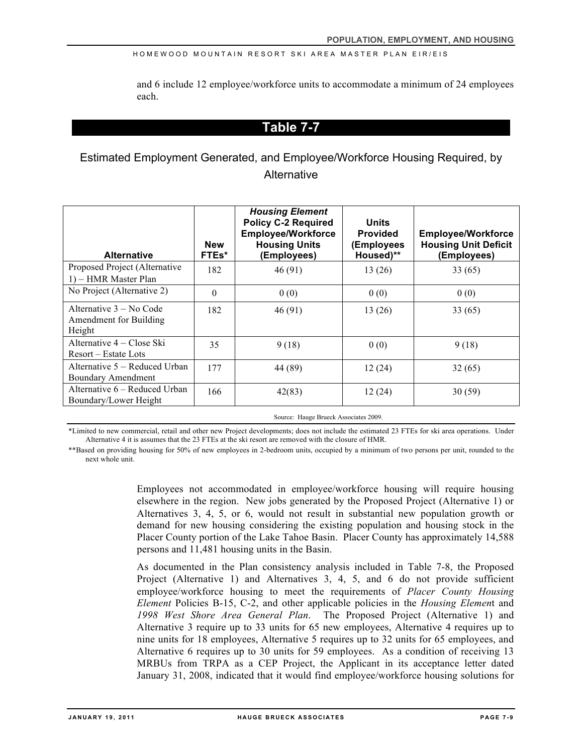and 6 include 12 employee/workforce units to accommodate a minimum of 24 employees each.

## Table 7-7

### Estimated Employment Generated, and Employee/Workforce Housing Required, by Alternative

| Alternative | New FTEs* | *Housing Element* Policy C-2 Required Employee/Workforce Housing Units (Employees) | Units Provided (Employees Housed)** | Employee/Workforce Housing Unit Deficit (Employees) |
|---|---|---|---|---|
| Proposed Project (Alternative 1) – HMR Master Plan | 182 | 46 (91) | 13 (26) | 33 (65) |
| No Project (Alternative 2) | 0 | 0 (0) | 0 (0) | 0 (0) |
| Alternative 3 – No Code Amendment for Building Height | 182 | 46 (91) | 13 (26) | 33 (65) |
| Alternative 4 – Close Ski Resort – Estate Lots | 35 | 9 (18) | 0 (0) | 9 (18) |
| Alternative 5 – Reduced Urban Boundary Amendment | 177 | 44 (89) | 12 (24) | 32 (65) |
| Alternative 6 – Reduced Urban Boundary/Lower Height | 166 | 42(83) | 12 (24) | 30 (59) |

Source: Hauge Brueck Associates 2009.

*Limited to new commercial, retail and other new Project developments; does not include the estimated 23 FTEs for ski area operations. Under Alternative 4 it is assumes that the 23 FTEs at the ski resort are removed with the closure of HMR.

**Based on providing housing for 50% of new employees in 2-bedroom units, occupied by a minimum of two persons per unit, rounded to the next whole unit.

Employees not accommodated in employee/workforce housing will require housing elsewhere in the region. New jobs generated by the Proposed Project (Alternative 1) or Alternatives 3, 4, 5, or 6, would not result in substantial new population growth or demand for new housing considering the existing population and housing stock in the Placer County portion of the Lake Tahoe Basin. Placer County has approximately 14,588 persons and 11,481 housing units in the Basin.

As documented in the Plan consistency analysis included in Table 7-8, the Proposed Project (Alternative 1) and Alternatives 3, 4, 5, and 6 do not provide sufficient employee/workforce housing to meet the requirements of *Placer County Housing Element* Policies B-15, C-2, and other applicable policies in the *Housing Element* and *1998 West Shore Area General Plan*. The Proposed Project (Alternative 1) and Alternative 3 require up to 33 units for 65 new employees, Alternative 4 requires up to nine units for 18 employees, Alternative 5 requires up to 32 units for 65 employees, and Alternative 6 requires up to 30 units for 59 employees. As a condition of receiving 13 MRBUs from TRPA as a CEP Project, the Applicant in its acceptance letter dated January 31, 2008, indicated that it would find employee/workforce housing solutions for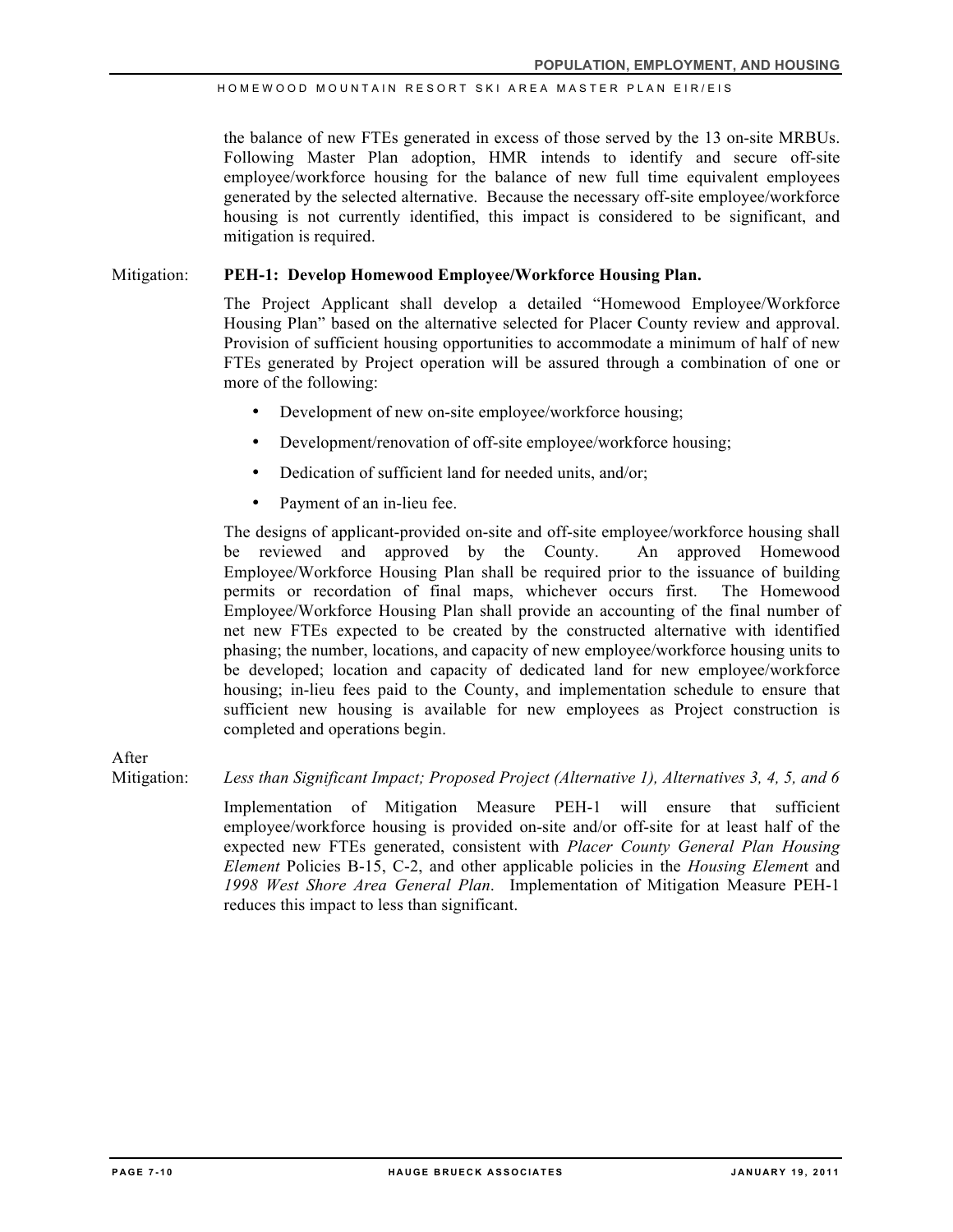the balance of new FTEs generated in excess of those served by the 13 on-site MRBUs. Following Master Plan adoption, HMR intends to identify and secure off-site employee/workforce housing for the balance of new full time equivalent employees generated by the selected alternative. Because the necessary off-site employee/workforce housing is not currently identified, this impact is considered to be significant, and mitigation is required.

Mitigation: **PEH-1: Develop Homewood Employee/Workforce Housing Plan.**

The Project Applicant shall develop a detailed "Homewood Employee/Workforce Housing Plan" based on the alternative selected for Placer County review and approval. Provision of sufficient housing opportunities to accommodate a minimum of half of new FTEs generated by Project operation will be assured through a combination of one or more of the following:

- Development of new on-site employee/workforce housing;
- Development/renovation of off-site employee/workforce housing;
- Dedication of sufficient land for needed units, and/or;
- Payment of an in-lieu fee.

The designs of applicant-provided on-site and off-site employee/workforce housing shall be reviewed and approved by the County. An approved Homewood Employee/Workforce Housing Plan shall be required prior to the issuance of building permits or recordation of final maps, whichever occurs first. The Homewood Employee/Workforce Housing Plan shall provide an accounting of the final number of net new FTEs expected to be created by the constructed alternative with identified phasing; the number, locations, and capacity of new employee/workforce housing units to be developed; location and capacity of dedicated land for new employee/workforce housing; in-lieu fees paid to the County, and implementation schedule to ensure that sufficient new housing is available for new employees as Project construction is completed and operations begin.

After Mitigation: *Less than Significant Impact; Proposed Project (Alternative 1), Alternatives 3, 4, 5, and 6*

Implementation of Mitigation Measure PEH-1 will ensure that sufficient employee/workforce housing is provided on-site and/or off-site for at least half of the expected new FTEs generated, consistent with *Placer County General Plan Housing Element* Policies B-15, C-2, and other applicable policies in the *Housing Element* and *1998 West Shore Area General Plan*. Implementation of Mitigation Measure PEH-1 reduces this impact to less than significant.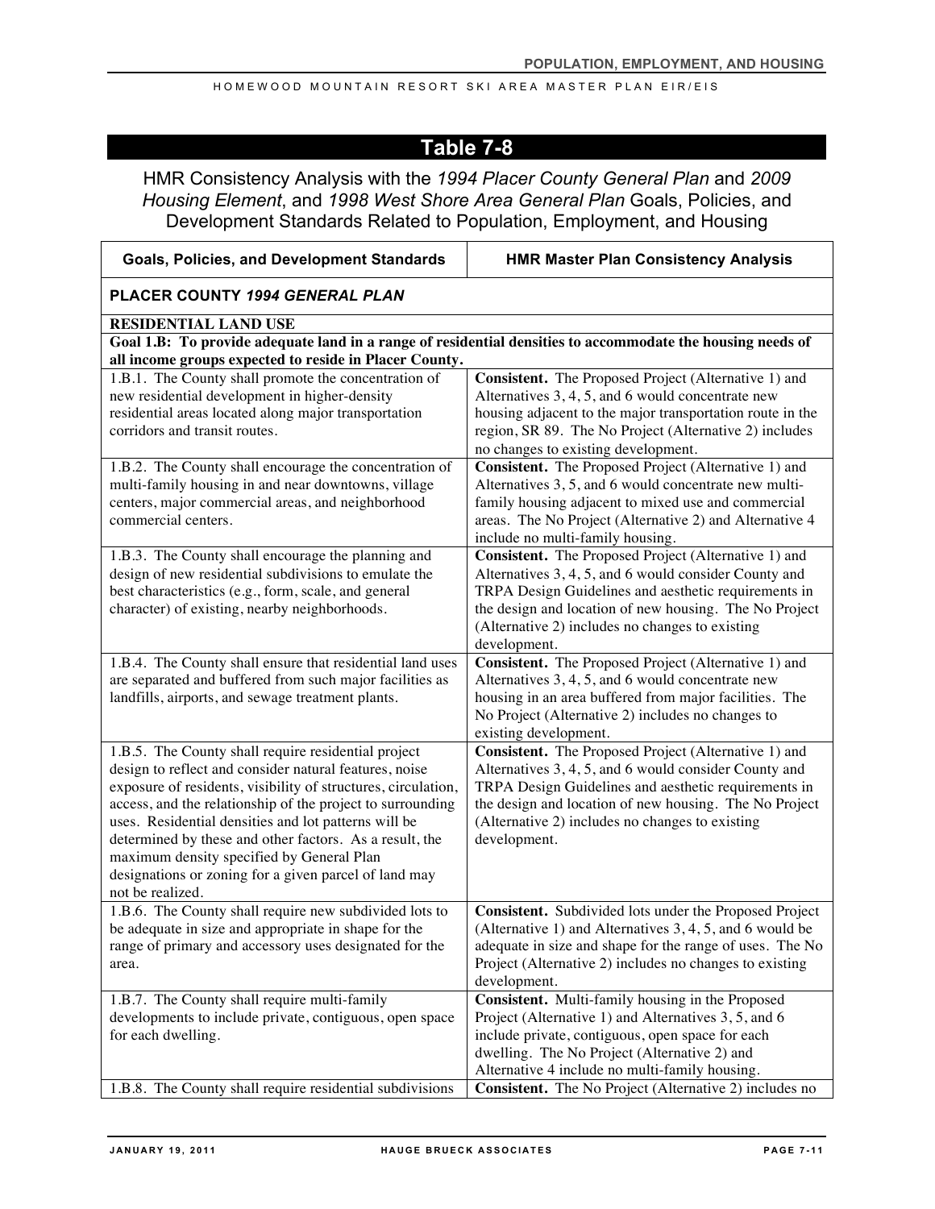## Table 7-8

HMR Consistency Analysis with the *1994 Placer County General Plan* and *2009 Housing Element*, and *1998 West Shore Area General Plan* Goals, Policies, and Development Standards Related to Population, Employment, and Housing

| Goals, Policies, and Development Standards | HMR Master Plan Consistency Analysis |
|---|---|
| **PLACER COUNTY *1994 GENERAL PLAN*** | |
| **RESIDENTIAL LAND USE** | |
| **Goal 1.B: To provide adequate land in a range of residential densities to accommodate the housing needs of all income groups expected to reside in Placer County.** | |
| 1.B.1. The County shall promote the concentration of new residential development in higher-density residential areas located along major transportation corridors and transit routes. | **Consistent.** The Proposed Project (Alternative 1) and Alternatives 3, 4, 5, and 6 would concentrate new housing adjacent to the major transportation route in the region, SR 89. The No Project (Alternative 2) includes no changes to existing development. |
| 1.B.2. The County shall encourage the concentration of multi-family housing in and near downtowns, village centers, major commercial areas, and neighborhood commercial centers. | **Consistent.** The Proposed Project (Alternative 1) and Alternatives 3, 5, and 6 would concentrate new multi-family housing adjacent to mixed use and commercial areas. The No Project (Alternative 2) and Alternative 4 include no multi-family housing. |
| 1.B.3. The County shall encourage the planning and design of new residential subdivisions to emulate the best characteristics (e.g., form, scale, and general character) of existing, nearby neighborhoods. | **Consistent.** The Proposed Project (Alternative 1) and Alternatives 3, 4, 5, and 6 would consider County and TRPA Design Guidelines and aesthetic requirements in the design and location of new housing. The No Project (Alternative 2) includes no changes to existing development. |
| 1.B.4. The County shall ensure that residential land uses are separated and buffered from such major facilities as landfills, airports, and sewage treatment plants. | **Consistent.** The Proposed Project (Alternative 1) and Alternatives 3, 4, 5, and 6 would concentrate new housing in an area buffered from major facilities. The No Project (Alternative 2) includes no changes to existing development. |
| 1.B.5. The County shall require residential project design to reflect and consider natural features, noise exposure of residents, visibility of structures, circulation, access, and the relationship of the project to surrounding uses. Residential densities and lot patterns will be determined by these and other factors. As a result, the maximum density specified by General Plan designations or zoning for a given parcel of land may not be realized. | **Consistent.** The Proposed Project (Alternative 1) and Alternatives 3, 4, 5, and 6 would consider County and TRPA Design Guidelines and aesthetic requirements in the design and location of new housing. The No Project (Alternative 2) includes no changes to existing development. |
| 1.B.6. The County shall require new subdivided lots to be adequate in size and appropriate in shape for the range of primary and accessory uses designated for the area. | **Consistent.** Subdivided lots under the Proposed Project (Alternative 1) and Alternatives 3, 4, 5, and 6 would be adequate in size and shape for the range of uses. The No Project (Alternative 2) includes no changes to existing development. |
| 1.B.7. The County shall require multi-family developments to include private, contiguous, open space for each dwelling. | **Consistent.** Multi-family housing in the Proposed Project (Alternative 1) and Alternatives 3, 5, and 6 include private, contiguous, open space for each dwelling. The No Project (Alternative 2) and Alternative 4 include no multi-family housing. |
| 1.B.8. The County shall require residential subdivisions | **Consistent.** The No Project (Alternative 2) includes no |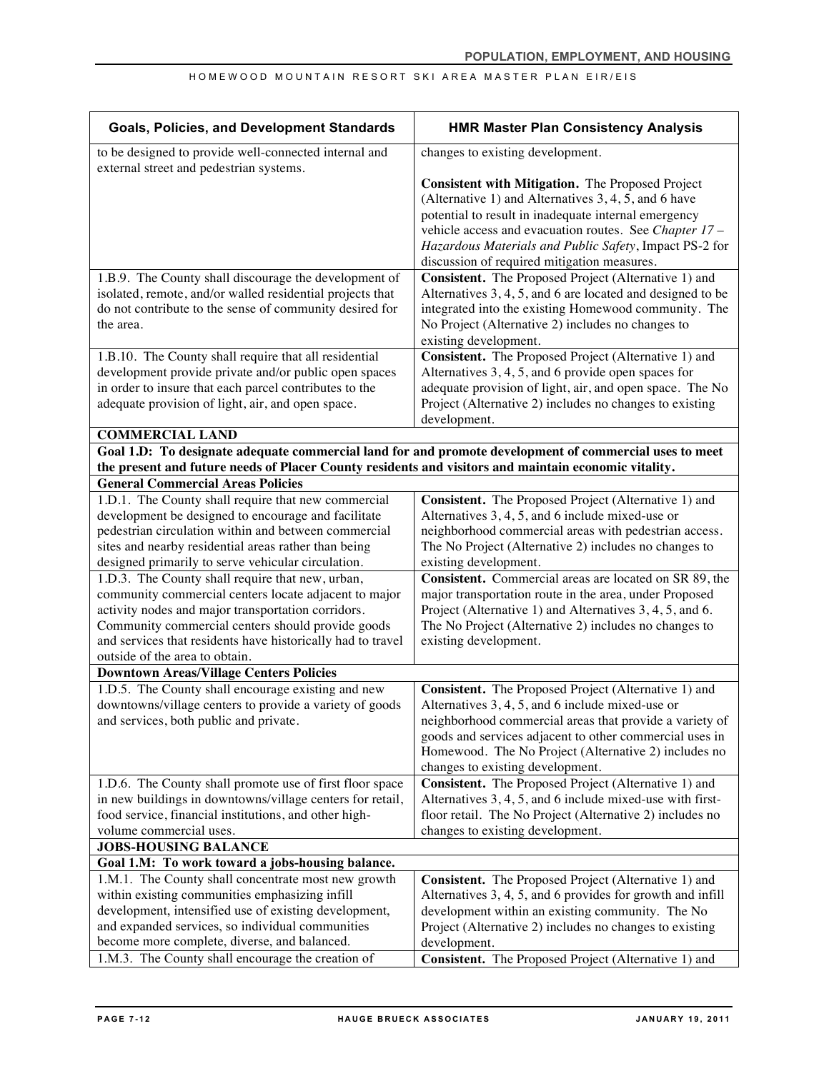| Goals, Policies, and Development Standards | HMR Master Plan Consistency Analysis |
|---|---|
| to be designed to provide well-connected internal and external street and pedestrian systems. | changes to existing development.<br><br>**Consistent with Mitigation.** The Proposed Project (Alternative 1) and Alternatives 3, 4, 5, and 6 have potential to result in inadequate internal emergency vehicle access and evacuation routes. See *Chapter 17 – Hazardous Materials and Public Safety*, Impact PS-2 for discussion of required mitigation measures. |
| 1.B.9. The County shall discourage the development of isolated, remote, and/or walled residential projects that do not contribute to the sense of community desired for the area. | **Consistent.** The Proposed Project (Alternative 1) and Alternatives 3, 4, 5, and 6 are located and designed to be integrated into the existing Homewood community. The No Project (Alternative 2) includes no changes to existing development. |
| 1.B.10. The County shall require that all residential development provide private and/or public open spaces in order to insure that each parcel contributes to the adequate provision of light, air, and open space. | **Consistent.** The Proposed Project (Alternative 1) and Alternatives 3, 4, 5, and 6 provide open spaces for adequate provision of light, air, and open space. The No Project (Alternative 2) includes no changes to existing development. |
| **COMMERCIAL LAND** | |
| **Goal 1.D: To designate adequate commercial land for and promote development of commercial uses to meet the present and future needs of Placer County residents and visitors and maintain economic vitality.** | |
| **General Commercial Areas Policies** | |
| 1.D.1. The County shall require that new commercial development be designed to encourage and facilitate pedestrian circulation within and between commercial sites and nearby residential areas rather than being designed primarily to serve vehicular circulation. | **Consistent.** The Proposed Project (Alternative 1) and Alternatives 3, 4, 5, and 6 include mixed-use or neighborhood commercial areas with pedestrian access. The No Project (Alternative 2) includes no changes to existing development. |
| 1.D.3. The County shall require that new, urban, community commercial centers locate adjacent to major activity nodes and major transportation corridors. Community commercial centers should provide goods and services that residents have historically had to travel outside of the area to obtain. | **Consistent.** Commercial areas are located on SR 89, the major transportation route in the area, under Proposed Project (Alternative 1) and Alternatives 3, 4, 5, and 6. The No Project (Alternative 2) includes no changes to existing development. |
| **Downtown Areas/Village Centers Policies** | |
| 1.D.5. The County shall encourage existing and new downtowns/village centers to provide a variety of goods and services, both public and private. | **Consistent.** The Proposed Project (Alternative 1) and Alternatives 3, 4, 5, and 6 include mixed-use or neighborhood commercial areas that provide a variety of goods and services adjacent to other commercial uses in Homewood. The No Project (Alternative 2) includes no changes to existing development. |
| 1.D.6. The County shall promote use of first floor space in new buildings in downtowns/village centers for retail, food service, financial institutions, and other high-volume commercial uses. | **Consistent.** The Proposed Project (Alternative 1) and Alternatives 3, 4, 5, and 6 include mixed-use with first-floor retail. The No Project (Alternative 2) includes no changes to existing development. |
| **JOBS-HOUSING BALANCE** | |
| **Goal 1.M: To work toward a jobs-housing balance.** | |
| 1.M.1. The County shall concentrate most new growth within existing communities emphasizing infill development, intensified use of existing development, and expanded services, so individual communities become more complete, diverse, and balanced. | **Consistent.** The Proposed Project (Alternative 1) and Alternatives 3, 4, 5, and 6 provides for growth and infill development within an existing community. The No Project (Alternative 2) includes no changes to existing development. |
| 1.M.3. The County shall encourage the creation of | **Consistent.** The Proposed Project (Alternative 1) and |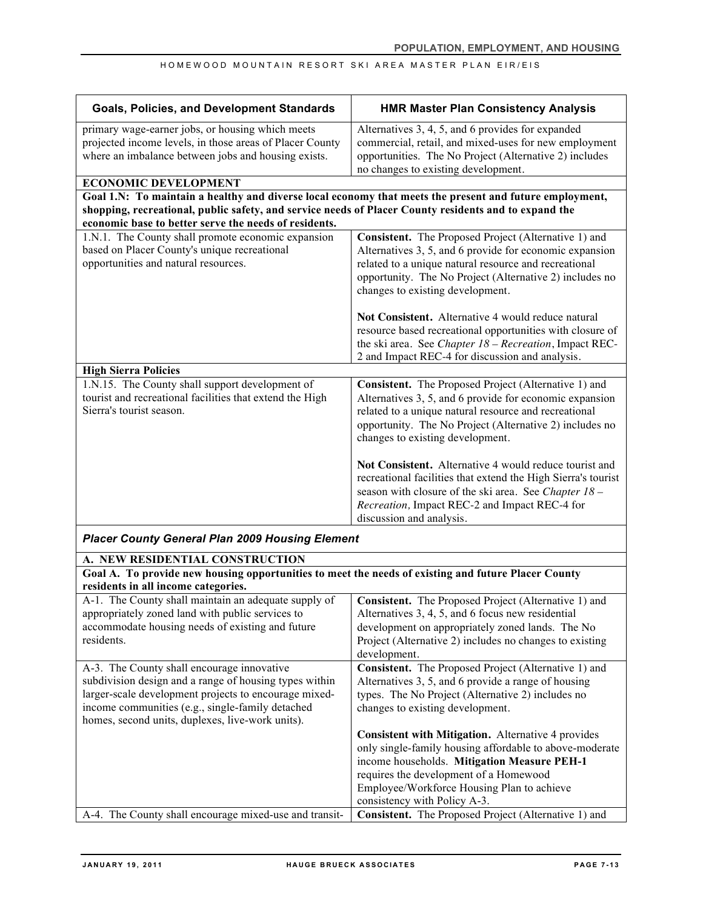| Goals, Policies, and Development Standards | HMR Master Plan Consistency Analysis |
|---|---|
| primary wage-earner jobs, or housing which meets projected income levels, in those areas of Placer County where an imbalance between jobs and housing exists. | Alternatives 3, 4, 5, and 6 provides for expanded commercial, retail, and mixed-uses for new employment opportunities. The No Project (Alternative 2) includes no changes to existing development. |
| **ECONOMIC DEVELOPMENT** | |
| **Goal 1.N: To maintain a healthy and diverse local economy that meets the present and future employment, shopping, recreational, public safety, and service needs of Placer County residents and to expand the economic base to better serve the needs of residents.** | |
| 1.N.1. The County shall promote economic expansion based on Placer County's unique recreational opportunities and natural resources. | **Consistent.** The Proposed Project (Alternative 1) and Alternatives 3, 5, and 6 provide for economic expansion related to a unique natural resource and recreational opportunity. The No Project (Alternative 2) includes no changes to existing development.<br><br>**Not Consistent.** Alternative 4 would reduce natural resource based recreational opportunities with closure of the ski area. See *Chapter 18 – Recreation*, Impact REC-2 and Impact REC-4 for discussion and analysis. |
| **High Sierra Policies** | |
| 1.N.15. The County shall support development of tourist and recreational facilities that extend the High Sierra's tourist season. | **Consistent.** The Proposed Project (Alternative 1) and Alternatives 3, 5, and 6 provide for economic expansion related to a unique natural resource and recreational opportunity. The No Project (Alternative 2) includes no changes to existing development.<br><br>**Not Consistent.** Alternative 4 would reduce tourist and recreational facilities that extend the High Sierra's tourist season with closure of the ski area. See *Chapter 18 – Recreation,* Impact REC-2 and Impact REC-4 for discussion and analysis. |
| ***Placer County General Plan 2009 Housing Element*** | |
| **A. NEW RESIDENTIAL CONSTRUCTION** | |
| **Goal A. To provide new housing opportunities to meet the needs of existing and future Placer County residents in all income categories.** | |
| A-1. The County shall maintain an adequate supply of appropriately zoned land with public services to accommodate housing needs of existing and future residents. | **Consistent.** The Proposed Project (Alternative 1) and Alternatives 3, 4, 5, and 6 focus new residential development on appropriately zoned lands. The No Project (Alternative 2) includes no changes to existing development. |
| A-3. The County shall encourage innovative subdivision design and a range of housing types within larger-scale development projects to encourage mixed-income communities (e.g., single-family detached homes, second units, duplexes, live-work units). | **Consistent.** The Proposed Project (Alternative 1) and Alternatives 3, 5, and 6 provide a range of housing types. The No Project (Alternative 2) includes no changes to existing development.<br><br>**Consistent with Mitigation.** Alternative 4 provides only single-family housing affordable to above-moderate income households. **Mitigation Measure PEH-1** requires the development of a Homewood Employee/Workforce Housing Plan to achieve consistency with Policy A-3. |
| A-4. The County shall encourage mixed-use and transit- | **Consistent.** The Proposed Project (Alternative 1) and |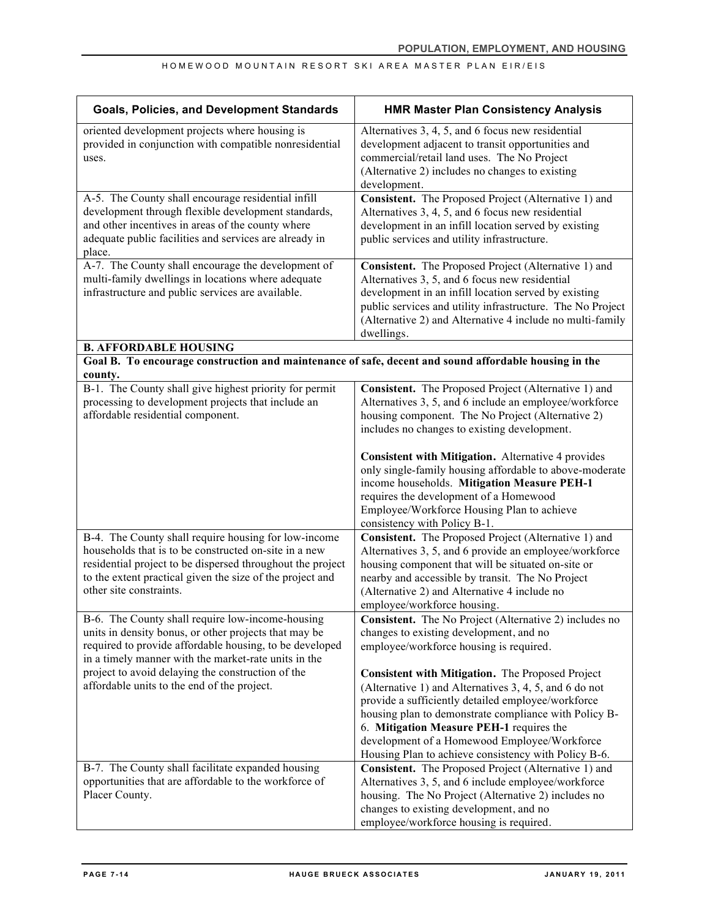| Goals, Policies, and Development Standards | HMR Master Plan Consistency Analysis |
|---|---|
| oriented development projects where housing is provided in conjunction with compatible nonresidential uses. | Alternatives 3, 4, 5, and 6 focus new residential development adjacent to transit opportunities and commercial/retail land uses. The No Project (Alternative 2) includes no changes to existing development. |
| A-5. The County shall encourage residential infill development through flexible development standards, and other incentives in areas of the county where adequate public facilities and services are already in place. | **Consistent.** The Proposed Project (Alternative 1) and Alternatives 3, 4, 5, and 6 focus new residential development in an infill location served by existing public services and utility infrastructure. |
| A-7. The County shall encourage the development of multi-family dwellings in locations where adequate infrastructure and public services are available. | **Consistent.** The Proposed Project (Alternative 1) and Alternatives 3, 5, and 6 focus new residential development in an infill location served by existing public services and utility infrastructure. The No Project (Alternative 2) and Alternative 4 include no multi-family dwellings. |
| **B. AFFORDABLE HOUSING** | |
| **Goal B. To encourage construction and maintenance of safe, decent and sound affordable housing in the county.** | |
| B-1. The County shall give highest priority for permit processing to development projects that include an affordable residential component. | **Consistent.** The Proposed Project (Alternative 1) and Alternatives 3, 5, and 6 include an employee/workforce housing component. The No Project (Alternative 2) includes no changes to existing development.<br><br>**Consistent with Mitigation.** Alternative 4 provides only single-family housing affordable to above-moderate income households. **Mitigation Measure PEH-1** requires the development of a Homewood Employee/Workforce Housing Plan to achieve consistency with Policy B-1. |
| B-4. The County shall require housing for low-income households that is to be constructed on-site in a new residential project to be dispersed throughout the project to the extent practical given the size of the project and other site constraints. | **Consistent.** The Proposed Project (Alternative 1) and Alternatives 3, 5, and 6 provide an employee/workforce housing component that will be situated on-site or nearby and accessible by transit. The No Project (Alternative 2) and Alternative 4 include no employee/workforce housing. |
| B-6. The County shall require low-income-housing units in density bonus, or other projects that may be required to provide affordable housing, to be developed in a timely manner with the market-rate units in the project to avoid delaying the construction of the affordable units to the end of the project. | **Consistent.** The No Project (Alternative 2) includes no changes to existing development, and no employee/workforce housing is required.<br><br>**Consistent with Mitigation.** The Proposed Project (Alternative 1) and Alternatives 3, 4, 5, and 6 do not provide a sufficiently detailed employee/workforce housing plan to demonstrate compliance with Policy B-6. **Mitigation Measure PEH-1** requires the development of a Homewood Employee/Workforce Housing Plan to achieve consistency with Policy B-6. |
| B-7. The County shall facilitate expanded housing opportunities that are affordable to the workforce of Placer County. | **Consistent.** The Proposed Project (Alternative 1) and Alternatives 3, 5, and 6 include employee/workforce housing. The No Project (Alternative 2) includes no changes to existing development, and no employee/workforce housing is required. |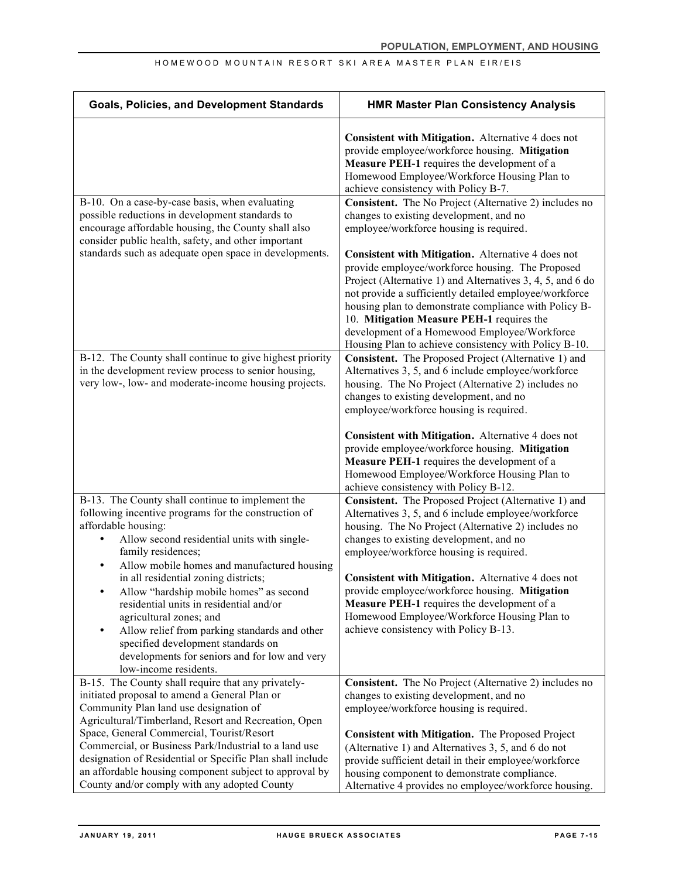| Goals, Policies, and Development Standards | HMR Master Plan Consistency Analysis |
|---|---|
| | **Consistent with Mitigation.** Alternative 4 does not provide employee/workforce housing. **Mitigation Measure PEH-1** requires the development of a Homewood Employee/Workforce Housing Plan to achieve consistency with Policy B-7. |
| B-10. On a case-by-case basis, when evaluating possible reductions in development standards to encourage affordable housing, the County shall also consider public health, safety, and other important standards such as adequate open space in developments. | **Consistent.** The No Project (Alternative 2) includes no changes to existing development, and no employee/workforce housing is required.<br><br>**Consistent with Mitigation.** Alternative 4 does not provide employee/workforce housing. The Proposed Project (Alternative 1) and Alternatives 3, 4, 5, and 6 do not provide a sufficiently detailed employee/workforce housing plan to demonstrate compliance with Policy B-10. **Mitigation Measure PEH-1** requires the development of a Homewood Employee/Workforce Housing Plan to achieve consistency with Policy B-10. |
| B-12. The County shall continue to give highest priority in the development review process to senior housing, very low-, low- and moderate-income housing projects. | **Consistent.** The Proposed Project (Alternative 1) and Alternatives 3, 5, and 6 include employee/workforce housing. The No Project (Alternative 2) includes no changes to existing development, and no employee/workforce housing is required.<br><br>**Consistent with Mitigation.** Alternative 4 does not provide employee/workforce housing. **Mitigation Measure PEH-1** requires the development of a Homewood Employee/Workforce Housing Plan to achieve consistency with Policy B-12. |
| B-13. The County shall continue to implement the following incentive programs for the construction of affordable housing:<br>• Allow second residential units with single-family residences;<br>• Allow mobile homes and manufactured housing in all residential zoning districts;<br>• Allow "hardship mobile homes" as second residential units in residential and/or agricultural zones; and<br>• Allow relief from parking standards and other specified development standards on developments for seniors and for low and very low-income residents. | **Consistent.** The Proposed Project (Alternative 1) and Alternatives 3, 5, and 6 include employee/workforce housing. The No Project (Alternative 2) includes no changes to existing development, and no employee/workforce housing is required.<br><br>**Consistent with Mitigation.** Alternative 4 does not provide employee/workforce housing. **Mitigation Measure PEH-1** requires the development of a Homewood Employee/Workforce Housing Plan to achieve consistency with Policy B-13. |
| B-15. The County shall require that any privately-initiated proposal to amend a General Plan or Community Plan land use designation of Agricultural/Timberland, Resort and Recreation, Open Space, General Commercial, Tourist/Resort Commercial, or Business Park/Industrial to a land use designation of Residential or Specific Plan shall include an affordable housing component subject to approval by County and/or comply with any adopted County | **Consistent.** The No Project (Alternative 2) includes no changes to existing development, and no employee/workforce housing is required.<br><br>**Consistent with Mitigation.** The Proposed Project (Alternative 1) and Alternatives 3, 5, and 6 do not provide sufficient detail in their employee/workforce housing component to demonstrate compliance. Alternative 4 provides no employee/workforce housing. |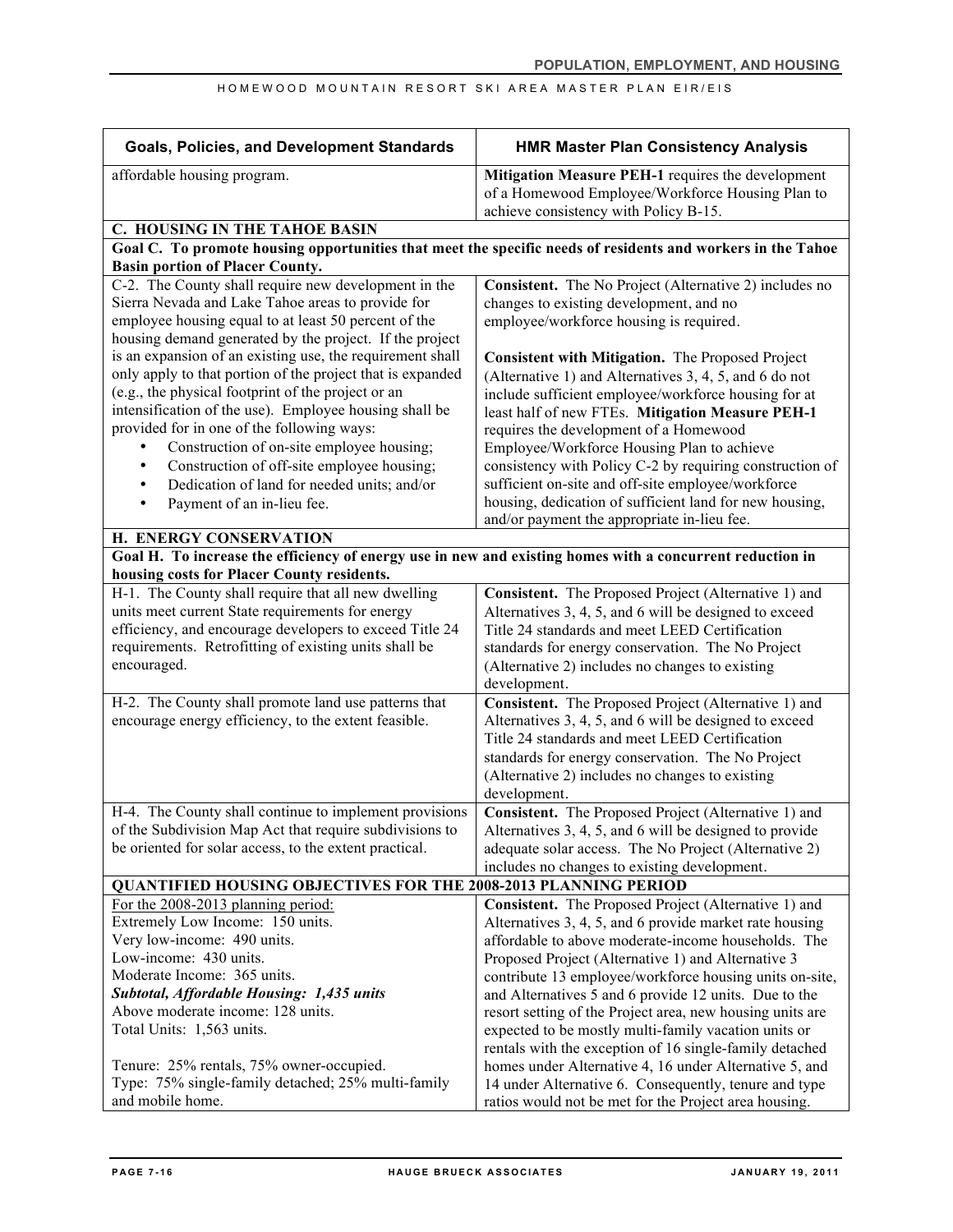| Goals, Policies, and Development Standards | HMR Master Plan Consistency Analysis |
|---|---|
| affordable housing program. | **Mitigation Measure PEH-1** requires the development of a Homewood Employee/Workforce Housing Plan to achieve consistency with Policy B-15. |
| **C. HOUSING IN THE TAHOE BASIN** | |
| **Goal C. To promote housing opportunities that meet the specific needs of residents and workers in the Tahoe Basin portion of Placer County.** | |
| C-2. The County shall require new development in the Sierra Nevada and Lake Tahoe areas to provide for employee housing equal to at least 50 percent of the housing demand generated by the project. If the project is an expansion of an existing use, the requirement shall only apply to that portion of the project that is expanded (e.g., the physical footprint of the project or an intensification of the use). Employee housing shall be provided for in one of the following ways:<br>• Construction of on-site employee housing;<br>• Construction of off-site employee housing;<br>• Dedication of land for needed units; and/or<br>• Payment of an in-lieu fee. | **Consistent.** The No Project (Alternative 2) includes no changes to existing development, and no employee/workforce housing is required.<br><br>**Consistent with Mitigation.** The Proposed Project (Alternative 1) and Alternatives 3, 4, 5, and 6 do not include sufficient employee/workforce housing for at least half of new FTEs. **Mitigation Measure PEH-1** requires the development of a Homewood Employee/Workforce Housing Plan to achieve consistency with Policy C-2 by requiring construction of sufficient on-site and off-site employee/workforce housing, dedication of sufficient land for new housing, and/or payment the appropriate in-lieu fee. |
| **H. ENERGY CONSERVATION** | |
| **Goal H. To increase the efficiency of energy use in new and existing homes with a concurrent reduction in housing costs for Placer County residents.** | |
| H-1. The County shall require that all new dwelling units meet current State requirements for energy efficiency, and encourage developers to exceed Title 24 requirements. Retrofitting of existing units shall be encouraged. | **Consistent.** The Proposed Project (Alternative 1) and Alternatives 3, 4, 5, and 6 will be designed to exceed Title 24 standards and meet LEED Certification standards for energy conservation. The No Project (Alternative 2) includes no changes to existing development. |
| H-2. The County shall promote land use patterns that encourage energy efficiency, to the extent feasible. | **Consistent.** The Proposed Project (Alternative 1) and Alternatives 3, 4, 5, and 6 will be designed to exceed Title 24 standards and meet LEED Certification standards for energy conservation. The No Project (Alternative 2) includes no changes to existing development. |
| H-4. The County shall continue to implement provisions of the Subdivision Map Act that require subdivisions to be oriented for solar access, to the extent practical. | **Consistent.** The Proposed Project (Alternative 1) and Alternatives 3, 4, 5, and 6 will be designed to provide adequate solar access. The No Project (Alternative 2) includes no changes to existing development. |
| **QUANTIFIED HOUSING OBJECTIVES FOR THE 2008-2013 PLANNING PERIOD** | |
| For the 2008-2013 planning period:<br>Extremely Low Income: 150 units.<br>Very low-income: 490 units.<br>Low-income: 430 units.<br>Moderate Income: 365 units.<br>***Subtotal, Affordable Housing: 1,435 units***<br>Above moderate income: 128 units.<br>Total Units: 1,563 units.<br><br>Tenure: 25% rentals, 75% owner-occupied.<br>Type: 75% single-family detached; 25% multi-family and mobile home. | **Consistent.** The Proposed Project (Alternative 1) and Alternatives 3, 4, 5, and 6 provide market rate housing affordable to above moderate-income households. The Proposed Project (Alternative 1) and Alternative 3 contribute 13 employee/workforce housing units on-site, and Alternatives 5 and 6 provide 12 units. Due to the resort setting of the Project area, new housing units are expected to be mostly multi-family vacation units or rentals with the exception of 16 single-family detached homes under Alternative 4, 16 under Alternative 5, and 14 under Alternative 6. Consequently, tenure and type ratios would not be met for the Project area housing. |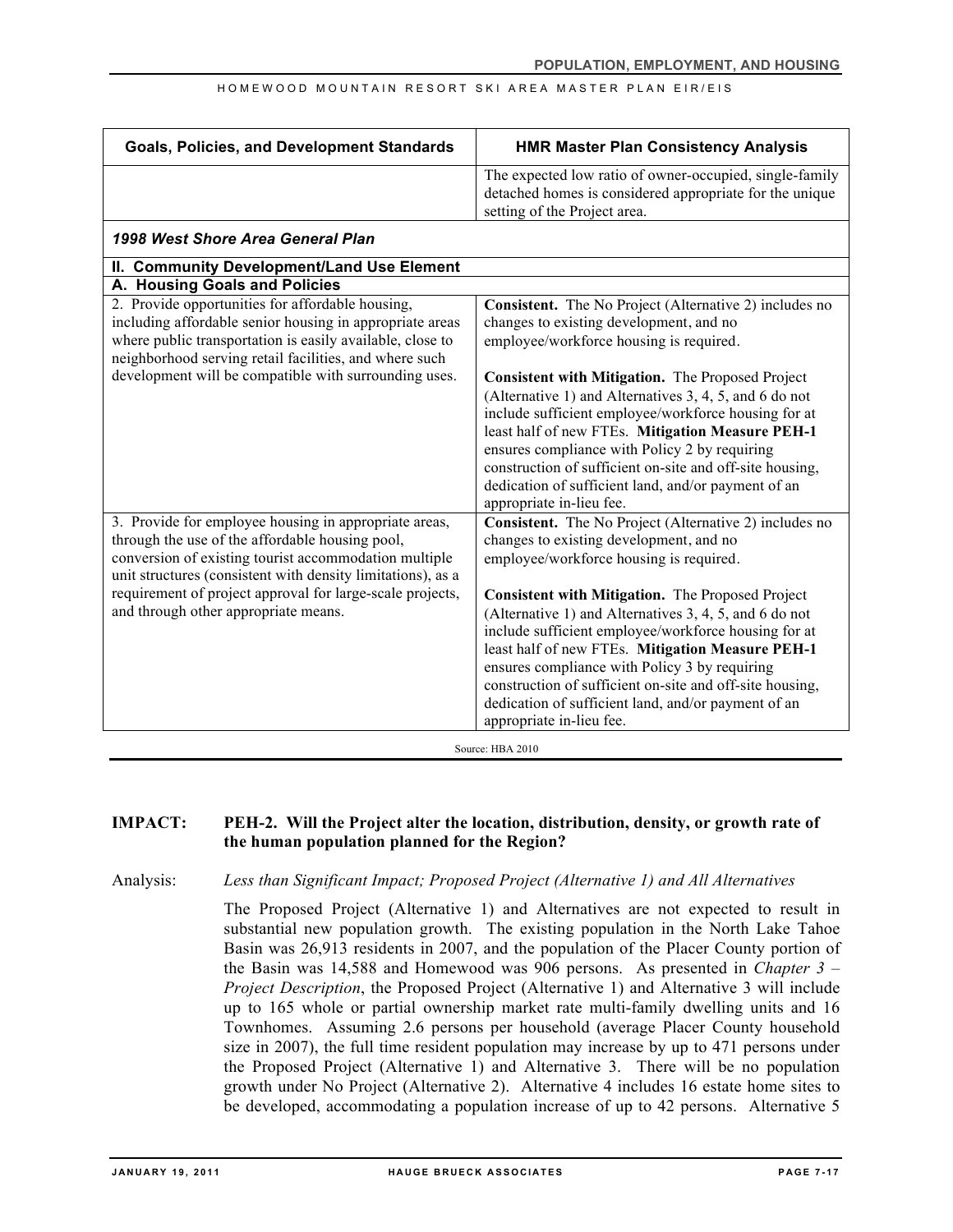| Goals, Policies, and Development Standards | HMR Master Plan Consistency Analysis |
|---|---|
| | The expected low ratio of owner-occupied, single-family detached homes is considered appropriate for the unique setting of the Project area. |
| ***1998 West Shore Area General Plan*** | |
| **II. Community Development/Land Use Element** | |
| **A. Housing Goals and Policies** | |
| 2. Provide opportunities for affordable housing, including affordable senior housing in appropriate areas where public transportation is easily available, close to neighborhood serving retail facilities, and where such development will be compatible with surrounding uses. | **Consistent.** The No Project (Alternative 2) includes no changes to existing development, and no employee/workforce housing is required.<br><br>**Consistent with Mitigation.** The Proposed Project (Alternative 1) and Alternatives 3, 4, 5, and 6 do not include sufficient employee/workforce housing for at least half of new FTEs. **Mitigation Measure PEH-1** ensures compliance with Policy 2 by requiring construction of sufficient on-site and off-site housing, dedication of sufficient land, and/or payment of an appropriate in-lieu fee. |
| 3. Provide for employee housing in appropriate areas, through the use of the affordable housing pool, conversion of existing tourist accommodation multiple unit structures (consistent with density limitations), as a requirement of project approval for large-scale projects, and through other appropriate means. | **Consistent.** The No Project (Alternative 2) includes no changes to existing development, and no employee/workforce housing is required.<br><br>**Consistent with Mitigation.** The Proposed Project (Alternative 1) and Alternatives 3, 4, 5, and 6 do not include sufficient employee/workforce housing for at least half of new FTEs. **Mitigation Measure PEH-1** ensures compliance with Policy 3 by requiring construction of sufficient on-site and off-site housing, dedication of sufficient land, and/or payment of an appropriate in-lieu fee. |

Source: HBA 2010

**IMPACT: PEH-2. Will the Project alter the location, distribution, density, or growth rate of the human population planned for the Region?**

Analysis: *Less than Significant Impact; Proposed Project (Alternative 1) and All Alternatives*

The Proposed Project (Alternative 1) and Alternatives are not expected to result in substantial new population growth. The existing population in the North Lake Tahoe Basin was 26,913 residents in 2007, and the population of the Placer County portion of the Basin was 14,588 and Homewood was 906 persons. As presented in *Chapter 3 – Project Description*, the Proposed Project (Alternative 1) and Alternative 3 will include up to 165 whole or partial ownership market rate multi-family dwelling units and 16 Townhomes. Assuming 2.6 persons per household (average Placer County household size in 2007), the full time resident population may increase by up to 471 persons under the Proposed Project (Alternative 1) and Alternative 3. There will be no population growth under No Project (Alternative 2). Alternative 4 includes 16 estate home sites to be developed, accommodating a population increase of up to 42 persons. Alternative 5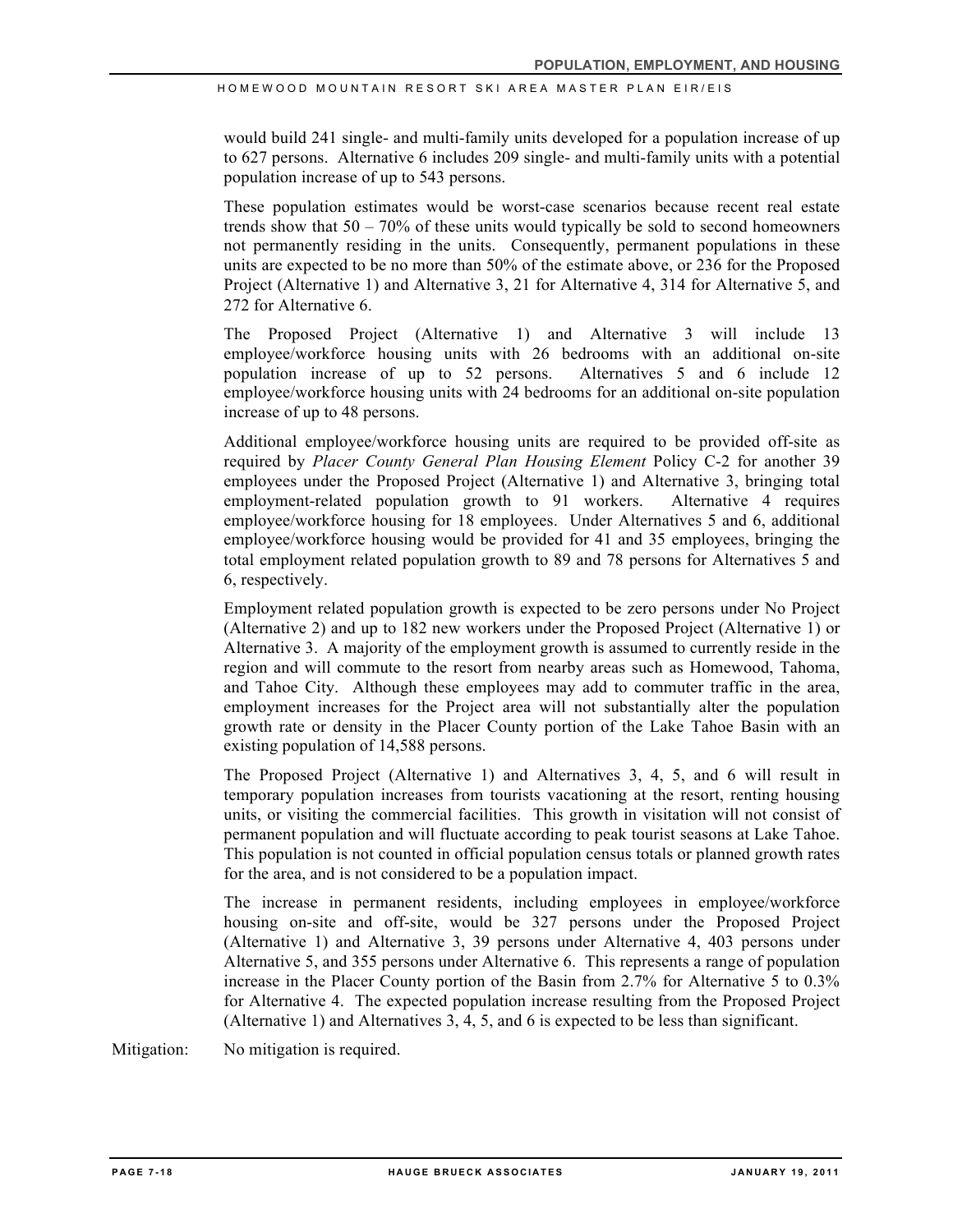would build 241 single- and multi-family units developed for a population increase of up to 627 persons. Alternative 6 includes 209 single- and multi-family units with a potential population increase of up to 543 persons.

These population estimates would be worst-case scenarios because recent real estate trends show that 50 – 70% of these units would typically be sold to second homeowners not permanently residing in the units. Consequently, permanent populations in these units are expected to be no more than 50% of the estimate above, or 236 for the Proposed Project (Alternative 1) and Alternative 3, 21 for Alternative 4, 314 for Alternative 5, and 272 for Alternative 6.

The Proposed Project (Alternative 1) and Alternative 3 will include 13 employee/workforce housing units with 26 bedrooms with an additional on-site population increase of up to 52 persons. Alternatives 5 and 6 include 12 employee/workforce housing units with 24 bedrooms for an additional on-site population increase of up to 48 persons.

Additional employee/workforce housing units are required to be provided off-site as required by *Placer County General Plan Housing Element* Policy C-2 for another 39 employees under the Proposed Project (Alternative 1) and Alternative 3, bringing total employment-related population growth to 91 workers. Alternative 4 requires employee/workforce housing for 18 employees. Under Alternatives 5 and 6, additional employee/workforce housing would be provided for 41 and 35 employees, bringing the total employment related population growth to 89 and 78 persons for Alternatives 5 and 6, respectively.

Employment related population growth is expected to be zero persons under No Project (Alternative 2) and up to 182 new workers under the Proposed Project (Alternative 1) or Alternative 3. A majority of the employment growth is assumed to currently reside in the region and will commute to the resort from nearby areas such as Homewood, Tahoma, and Tahoe City. Although these employees may add to commuter traffic in the area, employment increases for the Project area will not substantially alter the population growth rate or density in the Placer County portion of the Lake Tahoe Basin with an existing population of 14,588 persons.

The Proposed Project (Alternative 1) and Alternatives 3, 4, 5, and 6 will result in temporary population increases from tourists vacationing at the resort, renting housing units, or visiting the commercial facilities. This growth in visitation will not consist of permanent population and will fluctuate according to peak tourist seasons at Lake Tahoe. This population is not counted in official population census totals or planned growth rates for the area, and is not considered to be a population impact.

The increase in permanent residents, including employees in employee/workforce housing on-site and off-site, would be 327 persons under the Proposed Project (Alternative 1) and Alternative 3, 39 persons under Alternative 4, 403 persons under Alternative 5, and 355 persons under Alternative 6. This represents a range of population increase in the Placer County portion of the Basin from 2.7% for Alternative 5 to 0.3% for Alternative 4. The expected population increase resulting from the Proposed Project (Alternative 1) and Alternatives 3, 4, 5, and 6 is expected to be less than significant.

Mitigation: No mitigation is required.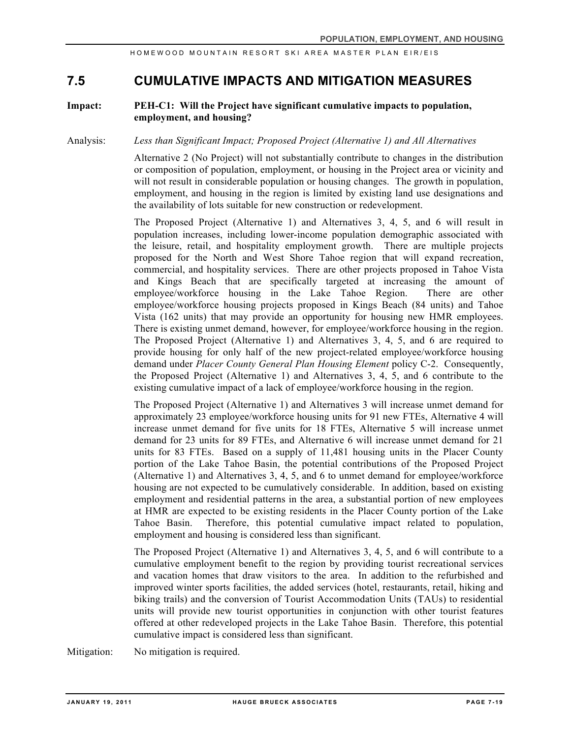## 7.5 CUMULATIVE IMPACTS AND MITIGATION MEASURES

**Impact: PEH-C1: Will the Project have significant cumulative impacts to population, employment, and housing?**

Analysis: *Less than Significant Impact; Proposed Project (Alternative 1) and All Alternatives*

Alternative 2 (No Project) will not substantially contribute to changes in the distribution or composition of population, employment, or housing in the Project area or vicinity and will not result in considerable population or housing changes. The growth in population, employment, and housing in the region is limited by existing land use designations and the availability of lots suitable for new construction or redevelopment.

The Proposed Project (Alternative 1) and Alternatives 3, 4, 5, and 6 will result in population increases, including lower-income population demographic associated with the leisure, retail, and hospitality employment growth. There are multiple projects proposed for the North and West Shore Tahoe region that will expand recreation, commercial, and hospitality services. There are other projects proposed in Tahoe Vista and Kings Beach that are specifically targeted at increasing the amount of employee/workforce housing in the Lake Tahoe Region. There are other employee/workforce housing projects proposed in Kings Beach (84 units) and Tahoe Vista (162 units) that may provide an opportunity for housing new HMR employees. There is existing unmet demand, however, for employee/workforce housing in the region. The Proposed Project (Alternative 1) and Alternatives 3, 4, 5, and 6 are required to provide housing for only half of the new project-related employee/workforce housing demand under *Placer County General Plan Housing Element* policy C-2. Consequently, the Proposed Project (Alternative 1) and Alternatives 3, 4, 5, and 6 contribute to the existing cumulative impact of a lack of employee/workforce housing in the region.

The Proposed Project (Alternative 1) and Alternatives 3 will increase unmet demand for approximately 23 employee/workforce housing units for 91 new FTEs, Alternative 4 will increase unmet demand for five units for 18 FTEs, Alternative 5 will increase unmet demand for 23 units for 89 FTEs, and Alternative 6 will increase unmet demand for 21 units for 83 FTEs. Based on a supply of 11,481 housing units in the Placer County portion of the Lake Tahoe Basin, the potential contributions of the Proposed Project (Alternative 1) and Alternatives 3, 4, 5, and 6 to unmet demand for employee/workforce housing are not expected to be cumulatively considerable. In addition, based on existing employment and residential patterns in the area, a substantial portion of new employees at HMR are expected to be existing residents in the Placer County portion of the Lake Tahoe Basin. Therefore, this potential cumulative impact related to population, employment and housing is considered less than significant.

The Proposed Project (Alternative 1) and Alternatives 3, 4, 5, and 6 will contribute to a cumulative employment benefit to the region by providing tourist recreational services and vacation homes that draw visitors to the area. In addition to the refurbished and improved winter sports facilities, the added services (hotel, restaurants, retail, hiking and biking trails) and the conversion of Tourist Accommodation Units (TAUs) to residential units will provide new tourist opportunities in conjunction with other tourist features offered at other redeveloped projects in the Lake Tahoe Basin. Therefore, this potential cumulative impact is considered less than significant.

Mitigation: No mitigation is required.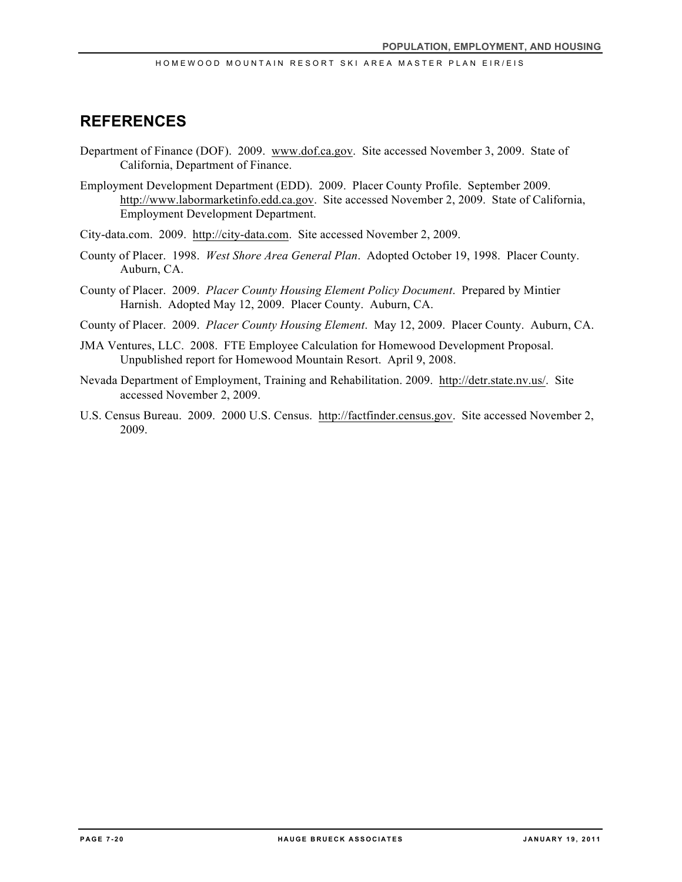## REFERENCES

Department of Finance (DOF). 2009. www.dof.ca.gov. Site accessed November 3, 2009. State of California, Department of Finance.

Employment Development Department (EDD). 2009. Placer County Profile. September 2009. http://www.labormarketinfo.edd.ca.gov. Site accessed November 2, 2009. State of California, Employment Development Department.

City-data.com. 2009. http://city-data.com. Site accessed November 2, 2009.

County of Placer. 1998. *West Shore Area General Plan*. Adopted October 19, 1998. Placer County. Auburn, CA.

County of Placer. 2009. *Placer County Housing Element Policy Document*. Prepared by Mintier Harnish. Adopted May 12, 2009. Placer County. Auburn, CA.

County of Placer. 2009. *Placer County Housing Element*. May 12, 2009. Placer County. Auburn, CA.

JMA Ventures, LLC. 2008. FTE Employee Calculation for Homewood Development Proposal. Unpublished report for Homewood Mountain Resort. April 9, 2008.

Nevada Department of Employment, Training and Rehabilitation. 2009. http://detr.state.nv.us/. Site accessed November 2, 2009.

U.S. Census Bureau. 2009. 2000 U.S. Census. http://factfinder.census.gov. Site accessed November 2, 2009.